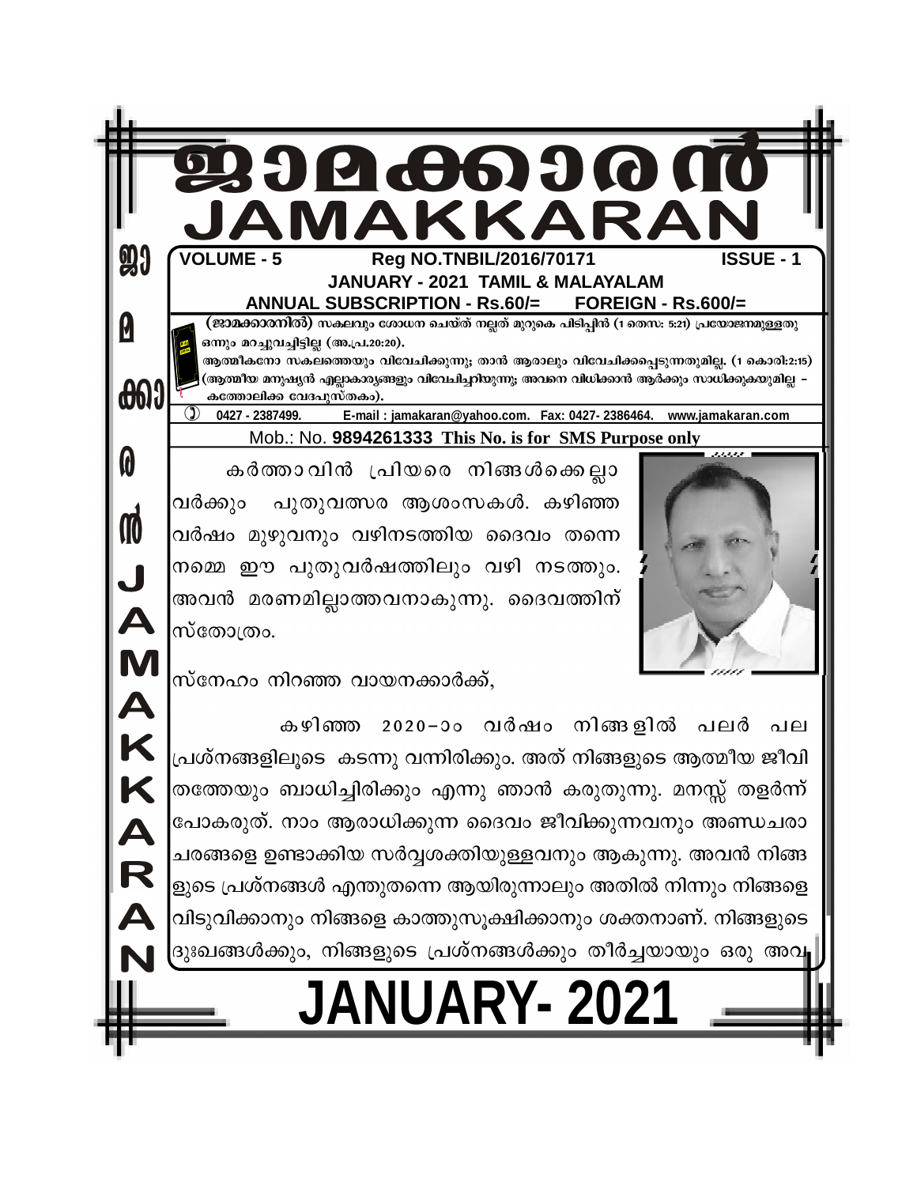# ജാമക്കാരൻ
# JAMAKKARAN

**VOLUME - 5** **Reg NO.TNBIL/2016/70171** **ISSUE - 1**

**JANUARY - 2021 TAMIL & MALAYALAM**

**ANNUAL SUBSCRIPTION - Rs.60/= FOREIGN - Rs.600/=**

**(ജാമക്കാരനിൽ)** സകലവും ശോധന ചെയ്ത് നല്ലത് മുറുകെ പിടിപ്പിൻ (1 തെസ: 5:21) പ്രയോജനമുള്ളതു ഒന്നും മറച്ചുവച്ചിട്ടില്ല (അ.പ്ര.20:20).

ആത്മീകനോ സകലത്തെയും വിവേചിക്കുന്നു; താൻ ആരാലും വിവേചിക്കപ്പെടുന്നതുമില്ല. (1 കൊരി:2:15) (ആത്മീയ മനുഷ്യൻ എല്ലാകാര്യങ്ങളും വിവേചിച്ചറിയുന്നു; അവനെ വിധിക്കാൻ ആർക്കും സാധിക്കുകയുമില്ല – കത്തോലിക്ക വേദപുസ്തകം).

0427 - 2387499. E-mail : jamakaran@yahoo.com. Fax: 0427- 2386464. www.jamakaran.com

Mob.: No. **9894261333 This No. is for SMS Purpose only**

കർത്താവിൻ പ്രിയരെ നിങ്ങൾക്കെല്ലാവർക്കും പുതുവത്സര ആശംസകൾ. കഴിഞ്ഞ വർഷം മുഴുവനും വഴിനടത്തിയ ദൈവം തന്നെ നമ്മെ ഈ പുതുവർഷത്തിലും വഴി നടത്തും. അവൻ മരണമില്ലാത്തവനാകുന്നു. ദൈവത്തിന് സ്തോത്രം.

സ്നേഹം നിറഞ്ഞ വായനക്കാർക്ക്,

കഴിഞ്ഞ 2020–ാം വർഷം നിങ്ങളിൽ പലർ പല പ്രശ്നങ്ങളിലൂടെ കടന്നു വന്നിരിക്കും. അത് നിങ്ങളുടെ ആത്മീയ ജീവിതത്തേയും ബാധിച്ചിരിക്കും എന്നു ഞാൻ കരുതുന്നു. മനസ്സ് തളർന്ന് പോകരുത്. നാം ആരാധിക്കുന്ന ദൈവം ജീവിക്കുന്നവനും അണ്ഡചരാചരങ്ങളെ ഉണ്ടാക്കിയ സർവ്വശക്തിയുള്ളവനും ആകുന്നു. അവൻ നിങ്ങളുടെ പ്രശ്നങ്ങൾ എന്തുതന്നെ ആയിരുന്നാലും അതിൽ നിന്നും നിങ്ങളെ വിടുവിക്കാനും നിങ്ങളെ കാത്തുസൂക്ഷിക്കാനും ശക്തനാണ്. നിങ്ങളുടെ ദുഃഖങ്ങൾക്കും, നിങ്ങളുടെ പ്രശ്നങ്ങൾക്കും തീർച്ചയായും ഒരു അവ

**JANUARY- 2021**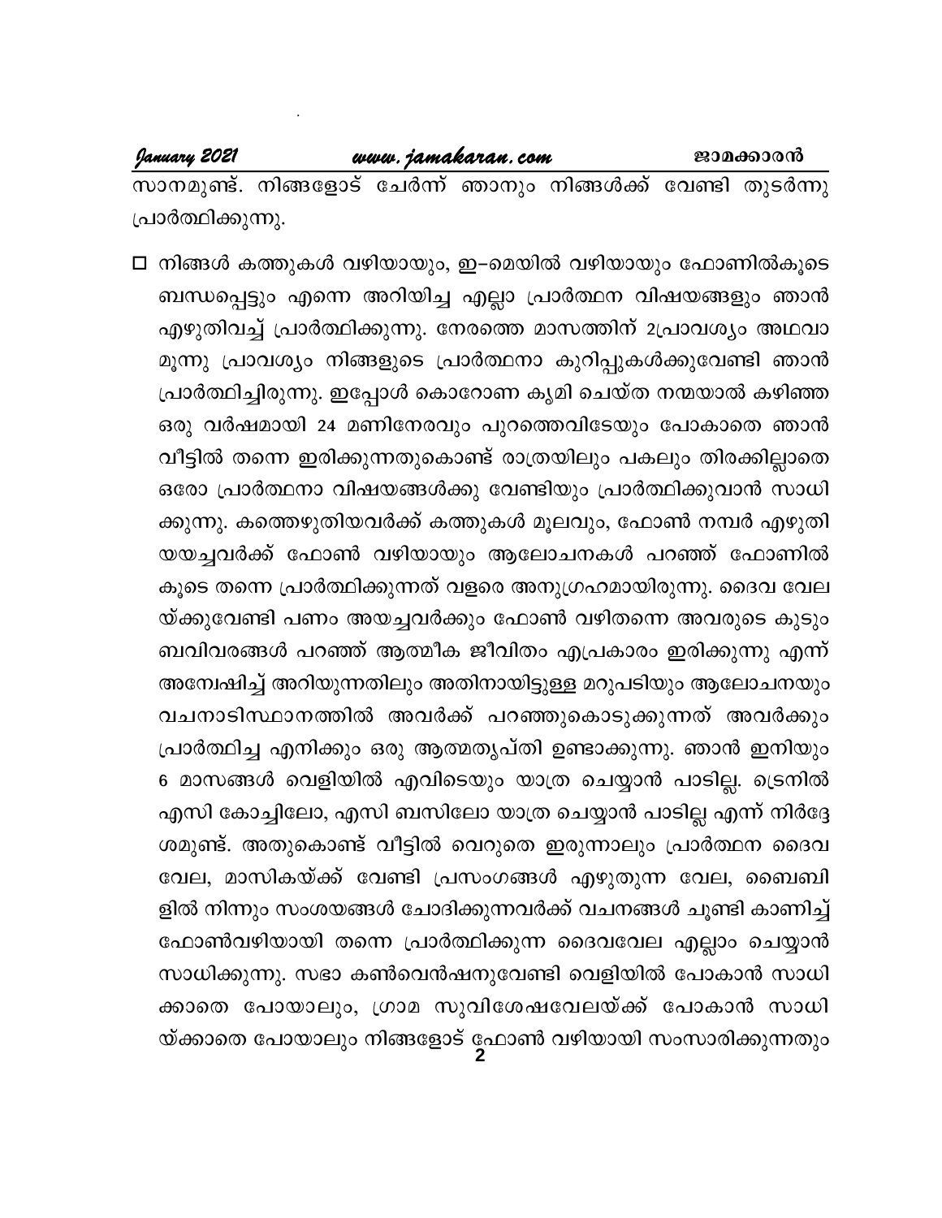സാനമുണ്ട്. നിങ്ങളോട് ചേർന്ന് ഞാനും നിങ്ങൾക്ക് വേണ്ടി തുടർന്നു പ്രാർത്ഥിക്കുന്നു.

- നിങ്ങൾ കത്തുകൾ വഴിയായും, ഇ–മെയിൽ വഴിയായും ഫോണിൽകൂടെ ബന്ധപ്പെട്ടും എന്നെ അറിയിച്ച എല്ലാ പ്രാർത്ഥന വിഷയങ്ങളും ഞാൻ എഴുതിവച്ച് പ്രാർത്ഥിക്കുന്നു. നേരത്തെ മാസത്തിന് 2പ്രാവശ്യം അഥവാ മൂന്നു പ്രാവശ്യം നിങ്ങളുടെ പ്രാർത്ഥനാ കുറിപ്പുകൾക്കുവേണ്ടി ഞാൻ പ്രാർത്ഥിച്ചിരുന്നു. ഇപ്പോൾ കൊറോണ കൃമി ചെയ്ത നന്മയാൽ കഴിഞ്ഞ ഒരു വർഷമായി 24 മണിനേരവും പുറത്തെവിടേയും പോകാതെ ഞാൻ വീട്ടിൽ തന്നെ ഇരിക്കുന്നതുകൊണ്ട് രാത്രയിലും പകലും തിരക്കില്ലാതെ ഒരോ പ്രാർത്ഥനാ വിഷയങ്ങൾക്കു വേണ്ടിയും പ്രാർത്ഥിക്കുവാൻ സാധിക്കുന്നു. കത്തെഴുതിയവർക്ക് കത്തുകൾ മൂലവും, ഫോൺ നമ്പർ എഴുതിയയച്ചവർക്ക് ഫോൺ വഴിയായും ആലോചനകൾ പറഞ്ഞ് ഫോണിൽ കൂടെ തന്നെ പ്രാർത്ഥിക്കുന്നത് വളരെ അനുഗ്രഹമായിരുന്നു. ദൈവ വേലയ്ക്കുവേണ്ടി പണം അയച്ചവർക്കും ഫോൺ വഴിതന്നെ അവരുടെ കുടുംബവിവരങ്ങൾ പറഞ്ഞ് ആത്മീക ജീവിതം എപ്രകാരം ഇരിക്കുന്നു എന്ന് അന്വേഷിച്ച് അറിയുന്നതിലും അതിനായിട്ടുള്ള മറുപടിയും ആലോചനയും വചനാടിസ്ഥാനത്തിൽ അവർക്ക് പറഞ്ഞുകൊടുക്കുന്നത് അവർക്കും പ്രാർത്ഥിച്ച എനിക്കും ഒരു ആത്മതൃപ്തി ഉണ്ടാക്കുന്നു. ഞാൻ ഇനിയും 6 മാസങ്ങൾ വെളിയിൽ എവിടെയും യാത്ര ചെയ്യാൻ പാടില്ല. ട്രെനിൽ എസി കോച്ചിലോ, എസി ബസിലോ യാത്ര ചെയ്യാൻ പാടില്ല എന്ന് നിർദ്ദേശമുണ്ട്. അതുകൊണ്ട് വീട്ടിൽ വെറുതെ ഇരുന്നാലും പ്രാർത്ഥന ദൈവ വേല, മാസികയ്ക്ക് വേണ്ടി പ്രസംഗങ്ങൾ എഴുതുന്ന വേല, ബൈബിളിൽ നിന്നും സംശയങ്ങൾ ചോദിക്കുന്നവർക്ക് വചനങ്ങൾ ചൂണ്ടി കാണിച്ച് ഫോൺവഴിയായി തന്നെ പ്രാർത്ഥിക്കുന്ന ദൈവവേല എല്ലാം ചെയ്യാൻ സാധിക്കുന്നു. സഭാ കൺവെൻഷനുവേണ്ടി വെളിയിൽ പോകാൻ സാധിക്കാതെ പോയാലും, ഗ്രാമ സുവിശേഷവേലയ്ക്ക് പോകാൻ സാധിയ്ക്കാതെ പോയാലും നിങ്ങളോട് ഫോൺ വഴിയായി സംസാരിക്കുന്നതും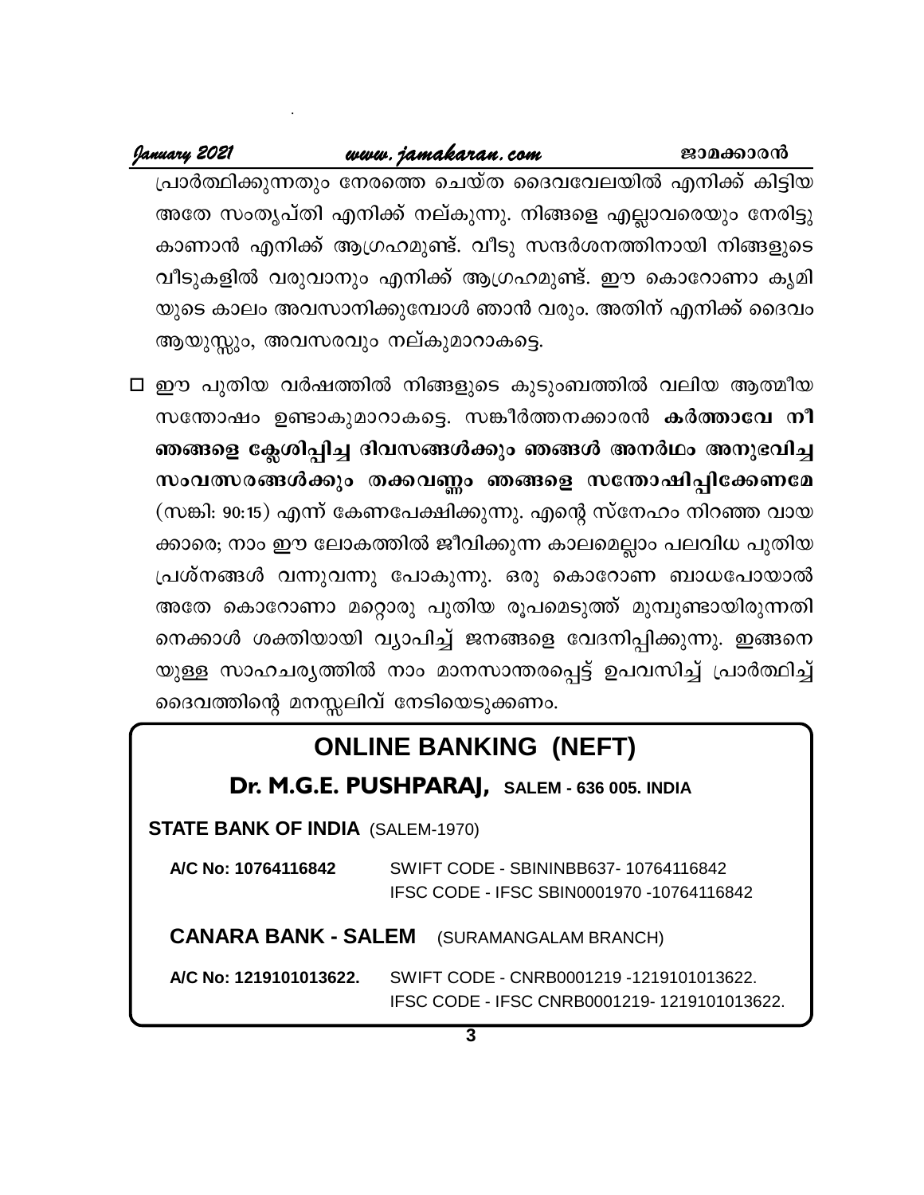പ്രാർത്ഥിക്കുന്നതും നേരത്തെ ചെയ്ത ദൈവവേലയിൽ എനിക്ക് കിട്ടിയ അതേ സംതൃപ്തി എനിക്ക് നല്കുന്നു. നിങ്ങളെ എല്ലാവരെയും നേരിട്ടു കാണാൻ എനിക്ക് ആഗ്രഹമുണ്ട്. വീടു സന്ദർശനത്തിനായി നിങ്ങളുടെ വീടുകളിൽ വരുവാനും എനിക്ക് ആഗ്രഹമുണ്ട്. ഈ കൊറോണാ കൃമിയുടെ കാലം അവസാനിക്കുമ്പോൾ ഞാൻ വരും. അതിന് എനിക്ക് ദൈവം ആയുസ്സും, അവസരവും നല്കുമാറാകട്ടെ.

- ഈ പുതിയ വർഷത്തിൽ നിങ്ങളുടെ കുടുംബത്തിൽ വലിയ ആത്മീയ സന്തോഷം ഉണ്ടാകുമാറാകട്ടെ. സങ്കീർത്തനക്കാരൻ **കർത്താവേ നീ ഞങ്ങളെ ക്ലേശിപ്പിച്ച ദിവസങ്ങൾക്കും ഞങ്ങൾ അനർഥം അനുഭവിച്ച സംവത്സരങ്ങൾക്കും തക്കവണ്ണം ഞങ്ങളെ സന്തോഷിപ്പിക്കേണമേ** (സങ്കി: 90:15) എന്ന് കേണപേക്ഷിക്കുന്നു. എന്റെ സ്നേഹം നിറഞ്ഞ വായക്കാരെ; നാം ഈ ലോകത്തിൽ ജീവിക്കുന്ന കാലമെല്ലാം പലവിധ പുതിയ പ്രശ്നങ്ങൾ വന്നുവന്നു പോകുന്നു. ഒരു കൊറോണ ബാധപോയാൽ അതേ കൊറോണാ മറ്റൊരു പുതിയ രൂപമെടുത്ത് മുമ്പുണ്ടായിരുന്നതിനെക്കാൾ ശക്തിയായി വ്യാപിച്ച് ജനങ്ങളെ വേദനിപ്പിക്കുന്നു. ഇങ്ങനെയുള്ള സാഹചര്യത്തിൽ നാം മാനസാന്തരപ്പെട്ട് ഉപവസിച്ച് പ്രാർത്ഥിച്ച് ദൈവത്തിന്റെ മനസ്സലിവ് നേടിയെടുക്കണം.

## ONLINE BANKING (NEFT)

**Dr. M.G.E. PUSHPARAJ,** **SALEM - 636 005. INDIA**

**STATE BANK OF INDIA** (SALEM-1970)

**A/C No: 10764116842** — SWIFT CODE - SBININBB637- 10764116842
IFSC CODE - IFSC SBIN0001970 -10764116842

**CANARA BANK - SALEM** (SURAMANGALAM BRANCH)

**A/C No: 1219101013622.** — SWIFT CODE - CNRB0001219 -1219101013622.
IFSC CODE - IFSC CNRB0001219- 1219101013622.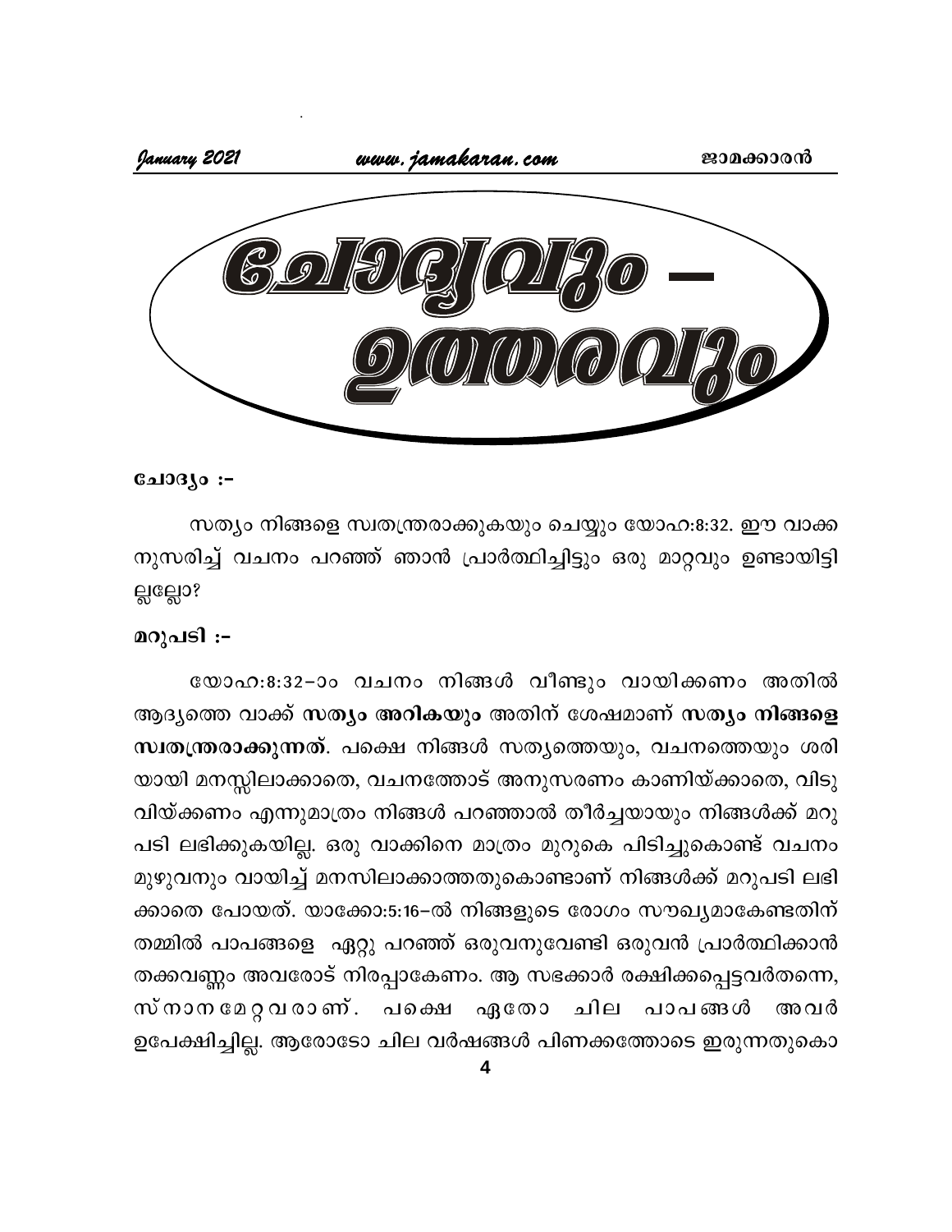# ചോദ്യവും – ഉത്തരവും

**ചോദ്യം :–**

സത്യം നിങ്ങളെ സ്വതന്ത്രരാക്കുകയും ചെയ്യും യോഹ:8:32. ഈ വാക്കനുസരിച്ച് വചനം പറഞ്ഞ് ഞാൻ പ്രാർത്ഥിച്ചിട്ടും ഒരു മാറ്റവും ഉണ്ടായിട്ടില്ലല്ലോ?

**മറുപടി :–**

യോഹ:8:32–ാം വചനം നിങ്ങൾ വീണ്ടും വായിക്കണം അതിൽ ആദ്യത്തെ വാക്ക് **സത്യം അറികയും** അതിന് ശേഷമാണ് **സത്യം നിങ്ങളെ സ്വതന്ത്രരാക്കുന്നത്**. പക്ഷെ നിങ്ങൾ സത്യത്തെയും, വചനത്തെയും ശരിയായി മനസ്സിലാക്കാതെ, വചനത്തോട് അനുസരണം കാണിയ്ക്കാതെ, വിടുവിയ്ക്കണം എന്നുമാത്രം നിങ്ങൾ പറഞ്ഞാൽ തീർച്ചയായും നിങ്ങൾക്ക് മറുപടി ലഭിക്കുകയില്ല. ഒരു വാക്കിനെ മാത്രം മുറുകെ പിടിച്ചുകൊണ്ട് വചനം മുഴുവനും വായിച്ച് മനസിലാക്കാത്തതുകൊണ്ടാണ് നിങ്ങൾക്ക് മറുപടി ലഭിക്കാതെ പോയത്. യാക്കോ:5:16–ൽ നിങ്ങളുടെ രോഗം സൗഖ്യമാകേണ്ടതിന് തമ്മിൽ പാപങ്ങളെ ഏറ്റു പറഞ്ഞ് ഒരുവനുവേണ്ടി ഒരുവൻ പ്രാർത്ഥിക്കാൻ തക്കവണ്ണം അവരോട് നിരപ്പാകേണം. ആ സഭക്കാർ രക്ഷിക്കപ്പെട്ടവർതന്നെ, സ്നാനമേറ്റവരാണ്. പക്ഷെ ഏതോ ചില പാപങ്ങൾ അവർ ഉപേക്ഷിച്ചില്ല. ആരോടോ ചില വർഷങ്ങൾ പിണക്കത്തോടെ ഇരുന്നതുകൊ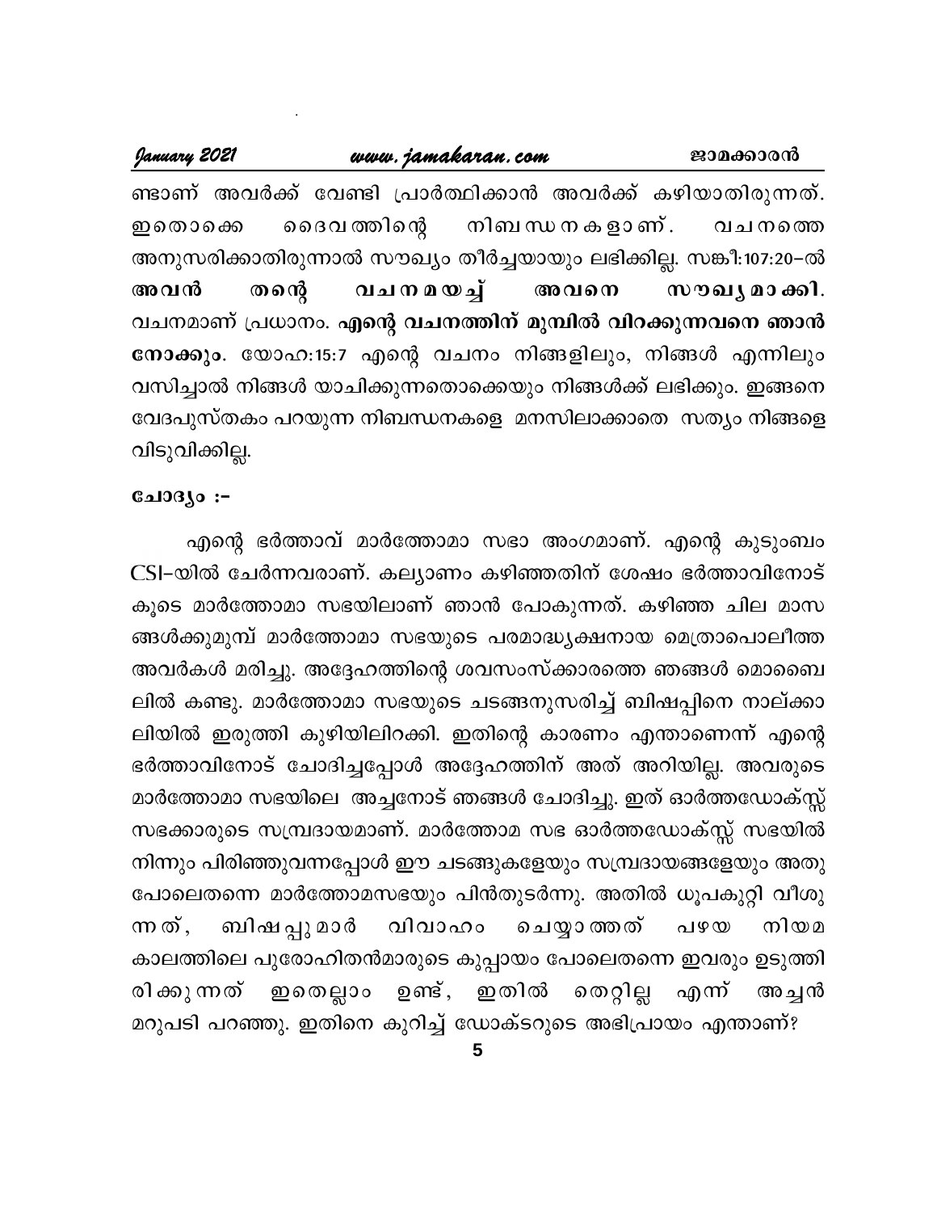ണ്ടാണ് അവർക്ക് വേണ്ടി പ്രാർത്ഥിക്കാൻ അവർക്ക് കഴിയാതിരുന്നത്. ഇതൊക്കെ ദൈവത്തിന്റെ നിബന്ധനകളാണ്. വചനത്തെ അനുസരിക്കാതിരുന്നാൽ സൗഖ്യം തീർച്ചയായും ലഭിക്കില്ല. സങ്കീ:107:20–ൽ **അവൻ തന്റെ വചനമയച്ച് അവനെ സൗഖ്യമാക്കി.** വചനമാണ് പ്രധാനം. **എന്റെ വചനത്തിന് മുമ്പിൽ വിറക്കുന്നവനെ ഞാൻ നോക്കും.** യോഹ:15:7 എന്റെ വചനം നിങ്ങളിലും, നിങ്ങൾ എന്നിലും വസിച്ചാൽ നിങ്ങൾ യാചിക്കുന്നതൊക്കെയും നിങ്ങൾക്ക് ലഭിക്കും. ഇങ്ങനെ വേദപുസ്തകം പറയുന്ന നിബന്ധനകളെ മനസിലാക്കാതെ സത്യം നിങ്ങളെ വിടുവിക്കില്ല.

**ചോദ്യം :-**

എന്റെ ഭർത്താവ് മാർത്തോമാ സഭാ അംഗമാണ്. എന്റെ കുടുംബം CSI-യിൽ ചേർന്നവരാണ്. കല്യാണം കഴിഞ്ഞതിന് ശേഷം ഭർത്താവിനോട് കൂടെ മാർത്തോമാ സഭയിലാണ് ഞാൻ പോകുന്നത്. കഴിഞ്ഞ ചില മാസങ്ങൾക്കുമുമ്പ് മാർത്തോമാ സഭയുടെ പരമാദ്ധ്യക്ഷനായ മെത്രാപൊലീത്ത അവർകൾ മരിച്ചു. അദ്ദേഹത്തിന്റെ ശവസംസ്ക്കാരത്തെ ഞങ്ങൾ മൊബൈലിൽ കണ്ടു. മാർത്തോമാ സഭയുടെ ചടങ്ങനുസരിച്ച് ബിഷപ്പിനെ നാല്ക്കാലിയിൽ ഇരുത്തി കുഴിയിലിറക്കി. ഇതിന്റെ കാരണം എന്താണെന്ന് എന്റെ ഭർത്താവിനോട് ചോദിച്ചപ്പോൾ അദ്ദേഹത്തിന് അത് അറിയില്ല. അവരുടെ മാർത്തോമാ സഭയിലെ അച്ചനോട് ഞങ്ങൾ ചോദിച്ചു. ഇത് ഓർത്തഡോക്സ്സ് സഭക്കാരുടെ സമ്പ്രദായമാണ്. മാർത്തോമ സഭ ഓർത്തഡോക്സ്സ് സഭയിൽ നിന്നും പിരിഞ്ഞുവന്നപ്പോൾ ഈ ചടങ്ങുകളേയും സമ്പ്രദായങ്ങളേയും അതുപോലെതന്നെ മാർത്തോമസഭയും പിൻതുടർന്നു. അതിൽ ധൂപകുറ്റി വീശുന്നത്, ബിഷപ്പുമാർ വിവാഹം ചെയ്യാത്തത് പഴയ നിയമകാലത്തിലെ പുരോഹിതൻമാരുടെ കുപ്പായം പോലെതന്നെ ഇവരും ഉടുത്തിരിക്കുന്നത് ഇതെല്ലാം ഉണ്ട്, ഇതിൽ തെറ്റില്ല എന്ന് അച്ചൻ മറുപടി പറഞ്ഞു. ഇതിനെ കുറിച്ച് ഡോക്ടറുടെ അഭിപ്രായം എന്താണ്?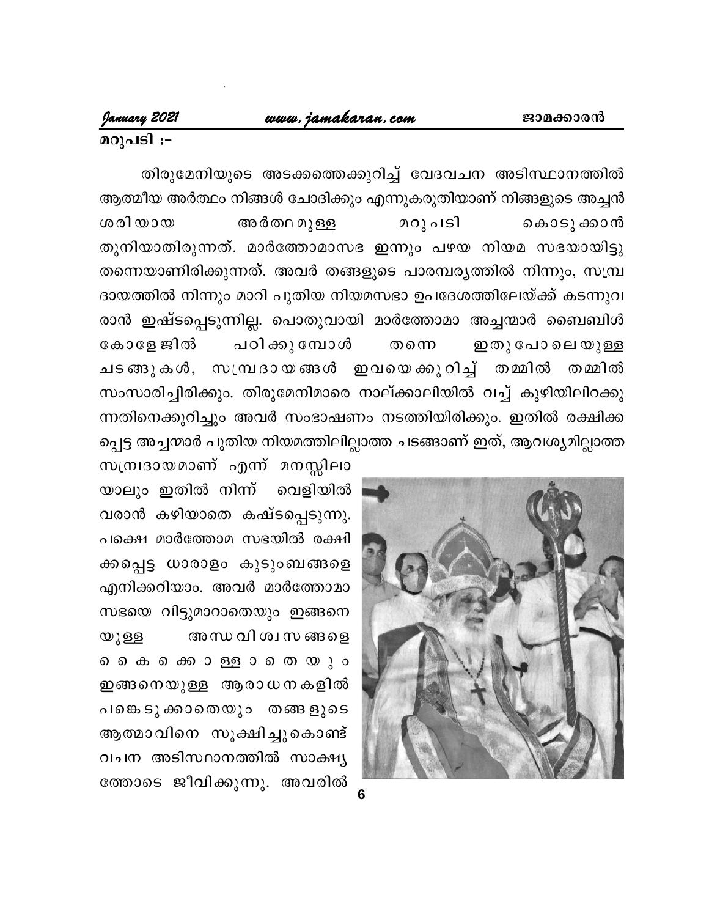**മറുപടി :-**

തിരുമേനിയുടെ അടക്കത്തെക്കുറിച്ച് വേദവചന അടിസ്ഥാനത്തിൽ ആത്മീയ അർത്ഥം നിങ്ങൾ ചോദിക്കും എന്നുകരുതിയാണ് നിങ്ങളുടെ അച്ചൻ ശരിയായ അർത്ഥമുള്ള മറുപടി കൊടുക്കാൻ തുനിയാതിരുന്നത്. മാർത്തോമാസഭ ഇന്നും പഴയ നിയമ സഭയായിട്ടു തന്നെയാണിരിക്കുന്നത്. അവർ തങ്ങളുടെ പാരമ്പര്യത്തിൽ നിന്നും, സമ്പ്രദായത്തിൽ നിന്നും മാറി പുതിയ നിയമസഭാ ഉപദേശത്തിലേയ്ക്ക് കടന്നുവരാൻ ഇഷ്ടപ്പെടുന്നില്ല. പൊതുവായി മാർത്തോമാ അച്ചന്മാർ ബൈബിൾ കോളേജിൽ പഠിക്കുമ്പോൾ തന്നെ ഇതുപോലെയുള്ള ചടങ്ങുകൾ, സമ്പ്രദായങ്ങൾ ഇവയെക്കുറിച്ച് തമ്മിൽ തമ്മിൽ സംസാരിച്ചിരിക്കും. തിരുമേനിമാരെ നാല്ക്കാലിയിൽ വച്ച് കുഴിയിലിറക്കുന്നതിനെക്കുറിച്ചും അവർ സംഭാഷണം നടത്തിയിരിക്കും. ഇതിൽ രക്ഷിക്കപ്പെട്ട അച്ചന്മാർ പുതിയ നിയമത്തിലില്ലാത്ത ചടങ്ങാണ് ഇത്, ആവശ്യമില്ലാത്ത സമ്പ്രദായമാണ് എന്ന് മനസ്സിലായാലും ഇതിൽ നിന്ന് വെളിയിൽ വരാൻ കഴിയാതെ കഷ്ടപ്പെടുന്നു. പക്ഷെ മാർത്തോമ സഭയിൽ രക്ഷിക്കപ്പെട്ട ധാരാളം കുടുംബങ്ങളെ എനിക്കറിയാം. അവർ മാർത്തോമാ സഭയെ വിട്ടുമാറാതെയും ഇങ്ങനെയുള്ള അന്ധവിശ്വസങ്ങളെ കൈക്കൊള്ളാതെയും ഇങ്ങനെയുള്ള ആരാധനകളിൽ പങ്കെടുക്കാതെയും തങ്ങളുടെ ആത്മാവിനെ സൂക്ഷിച്ചുകൊണ്ട് വചന അടിസ്ഥാനത്തിൽ സാക്ഷ്യത്തോടെ ജീവിക്കുന്നു. അവരിൽ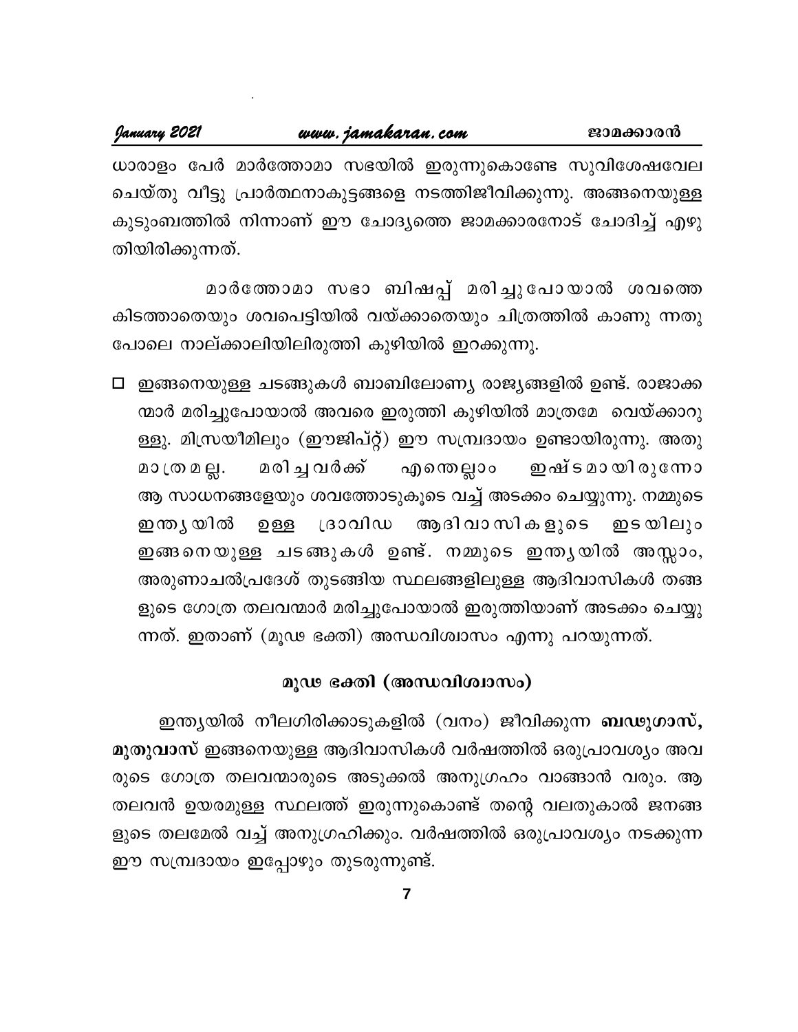ധാരാളം പേർ മാർത്തോമാ സഭയിൽ ഇരുന്നുകൊണ്ടേ സുവിശേഷവേല ചെയ്തു വീട്ടു പ്രാർത്ഥനാകുട്ടങ്ങളെ നടത്തിജീവിക്കുന്നു. അങ്ങനെയുള്ള കുടുംബത്തിൽ നിന്നാണ് ഈ ചോദ്യത്തെ ജാമക്കാരനോട് ചോദിച്ച് എഴുതിയിരിക്കുന്നത്.

മാർത്തോമാ സഭാ ബിഷപ്പ് മരിച്ചുപോയാൽ ശവത്തെ കിടത്താതെയും ശവപെട്ടിയിൽ വയ്ക്കാതെയും ചിത്രത്തിൽ കാണു ന്നതു പോലെ നാല്ക്കാലിയിലിരുത്തി കുഴിയിൽ ഇറക്കുന്നു.

- ☐ ഇങ്ങനെയുള്ള ചടങ്ങുകൾ ബാബിലോണ്യ രാജ്യങ്ങളിൽ ഉണ്ട്. രാജാക്കന്മാർ മരിച്ചുപോയാൽ അവരെ ഇരുത്തി കുഴിയിൽ മാത്രമേ വെയ്ക്കാറുള്ളു. മിസ്രയീമിലും (ഈജിപ്റ്റ്) ഈ സമ്പ്രദായം ഉണ്ടായിരുന്നു. അതു മാത്രമല്ല. മരിച്ചവർക്ക് എന്തെല്ലാം ഇഷ്ടമായിരുന്നോ ആ സാധനങ്ങളേയും ശവത്തോടുകൂടെ വച്ച് അടക്കം ചെയ്യുന്നു. നമ്മുടെ ഇന്ത്യയിൽ ഉള്ള ദ്രാവിഡ ആദിവാസികളുടെ ഇടയിലും ഇങ്ങനെയുള്ള ചടങ്ങുകൾ ഉണ്ട്. നമ്മുടെ ഇന്ത്യയിൽ അസ്സാം, അരുണാചൽപ്രദേശ് തുടങ്ങിയ സ്ഥലങ്ങളിലുള്ള ആദിവാസികൾ തങ്ങളുടെ ഗോത്ര തലവന്മാർ മരിച്ചുപോയാൽ ഇരുത്തിയാണ് അടക്കം ചെയ്യുന്നത്. ഇതാണ് (മൂഢ ഭക്തി) അന്ധവിശ്വാസം എന്നു പറയുന്നത്.

## മൂഢ ഭക്തി (അന്ധവിശ്വാസം)

ഇന്ത്യയിൽ നീലഗിരിക്കാടുകളിൽ (വനം) ജീവിക്കുന്ന **ബഡുഗാസ്, മുതുവാസ്** ഇങ്ങനെയുള്ള ആദിവാസികൾ വർഷത്തിൽ ഒരുപ്രാവശ്യം അവരുടെ ഗോത്ര തലവന്മാരുടെ അടുക്കൽ അനുഗ്രഹം വാങ്ങാൻ വരും. ആ തലവൻ ഉയരമുള്ള സ്ഥലത്ത് ഇരുന്നുകൊണ്ട് തന്റെ വലതുകാൽ ജനങ്ങളുടെ തലമേൽ വച്ച് അനുഗ്രഹിക്കും. വർഷത്തിൽ ഒരുപ്രാവശ്യം നടക്കുന്ന ഈ സമ്പ്രദായം ഇപ്പോഴും തുടരുന്നുണ്ട്.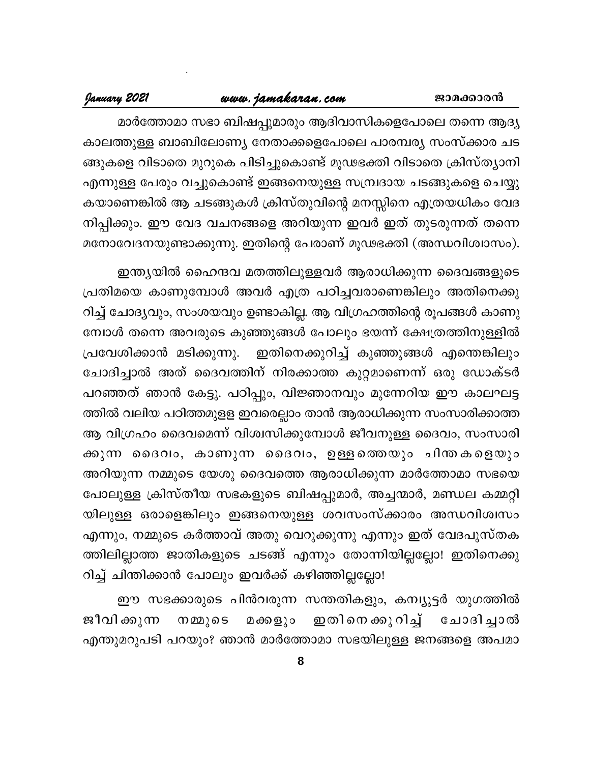മാർത്തോമാ സഭാ ബിഷപ്പുമാരും ആദിവാസികളെപോലെ തന്നെ ആദ്യ കാലത്തുള്ള ബാബിലോണ്യ നേതാക്കളെപോലെ പാരമ്പര്യ സംസ്ക്കാര ചട ങ്ങുകളെ വിടാതെ മുറുകെ പിടിച്ചുകൊണ്ട് മൂഢഭക്തി വിടാതെ ക്രിസ്ത്യാനി എന്നുള്ള പേരും വച്ചുകൊണ്ട് ഇങ്ങനെയുള്ള സമ്പ്രദായ ചടങ്ങുകളെ ചെയ്യു കയാണെങ്കിൽ ആ ചടങ്ങുകൾ ക്രിസ്തുവിന്റെ മനസ്സിനെ എത്രയധികം വേദ നിപ്പിക്കും. ഈ വേദ വചനങ്ങളെ അറിയുന്ന ഇവർ ഇത് തുടരുന്നത് തന്നെ മനോവേദനയുണ്ടാക്കുന്നു. ഇതിന്റെ പേരാണ് മൂഢഭക്തി (അന്ധവിശ്വാസം).

ഇന്ത്യയിൽ ഹൈന്ദവ മതത്തിലുള്ളവർ ആരാധിക്കുന്ന ദൈവങ്ങളുടെ പ്രതിമയെ കാണുമ്പോൾ അവർ എത്ര പഠിച്ചവരാണെങ്കിലും അതിനെക്കു റിച്ച് ചോദ്യവും, സംശയവും ഉണ്ടാകില്ല. ആ വിഗ്രഹത്തിന്റെ രൂപങ്ങൾ കാണു മ്പോൾ തന്നെ അവരുടെ കുഞ്ഞുങ്ങൾ പോലും ഭയന്ന് ക്ഷേത്രത്തിനുള്ളിൽ പ്രവേശിക്കാൻ മടിക്കുന്നു. ഇതിനെക്കുറിച്ച് കുഞ്ഞുങ്ങൾ എന്തെങ്കിലും ചോദിച്ചാൽ അത് ദൈവത്തിന് നിരക്കാത്ത കുറ്റമാണെന്ന് ഒരു ഡോക്ടർ പറഞ്ഞത് ഞാൻ കേട്ടു. പഠിപ്പും, വിജ്ഞാനവും മുന്നേറിയ ഈ കാലഘട്ട ത്തിൽ വലിയ പഠിത്തമുള്ള ഇവരെല്ലാം താൻ ആരാധിക്കുന്ന സംസാരിക്കാത്ത ആ വിഗ്രഹം ദൈവമെന്ന് വിശ്വസിക്കുമ്പോൾ ജീവനുള്ള ദൈവം, സംസാരി ക്കുന്ന ദൈവം, കാണുന്ന ദൈവം, ഉള്ളത്തെയും ചിന്തകളെയും അറിയുന്ന നമ്മുടെ യേശു ദൈവത്തെ ആരാധിക്കുന്ന മാർത്തോമാ സഭയെ പോലുള്ള ക്രിസ്തീയ സഭകളുടെ ബിഷപ്പുമാർ, അച്ചന്മാർ, മണ്ഡല കമ്മറ്റി യിലുള്ള ഒരാളെങ്കിലും ഇങ്ങനെയുള്ള ശവസംസ്ക്കാരം അന്ധവിശ്വസം എന്നും, നമ്മുടെ കർത്താവ് അതു വെറുക്കുന്നു എന്നും ഇത് വേദപുസ്തക ത്തിലില്ലാത്ത ജാതികളുടെ ചടങ്ങ് എന്നും തോന്നിയില്ലല്ലോ! ഇതിനെക്കു റിച്ച് ചിന്തിക്കാൻ പോലും ഇവർക്ക് കഴിഞ്ഞില്ലല്ലോ!

ഈ സഭക്കാരുടെ പിൻവരുന്ന സന്തതികളും, കമ്പ്യൂട്ടർ യുഗത്തിൽ ജീവിക്കുന്ന നമ്മുടെ മക്കളും ഇതിനെക്കുറിച്ച് ചോദിച്ചാൽ എന്തുമറുപടി പറയും? ഞാൻ മാർത്തോമാ സഭയിലുള്ള ജനങ്ങളെ അപമാ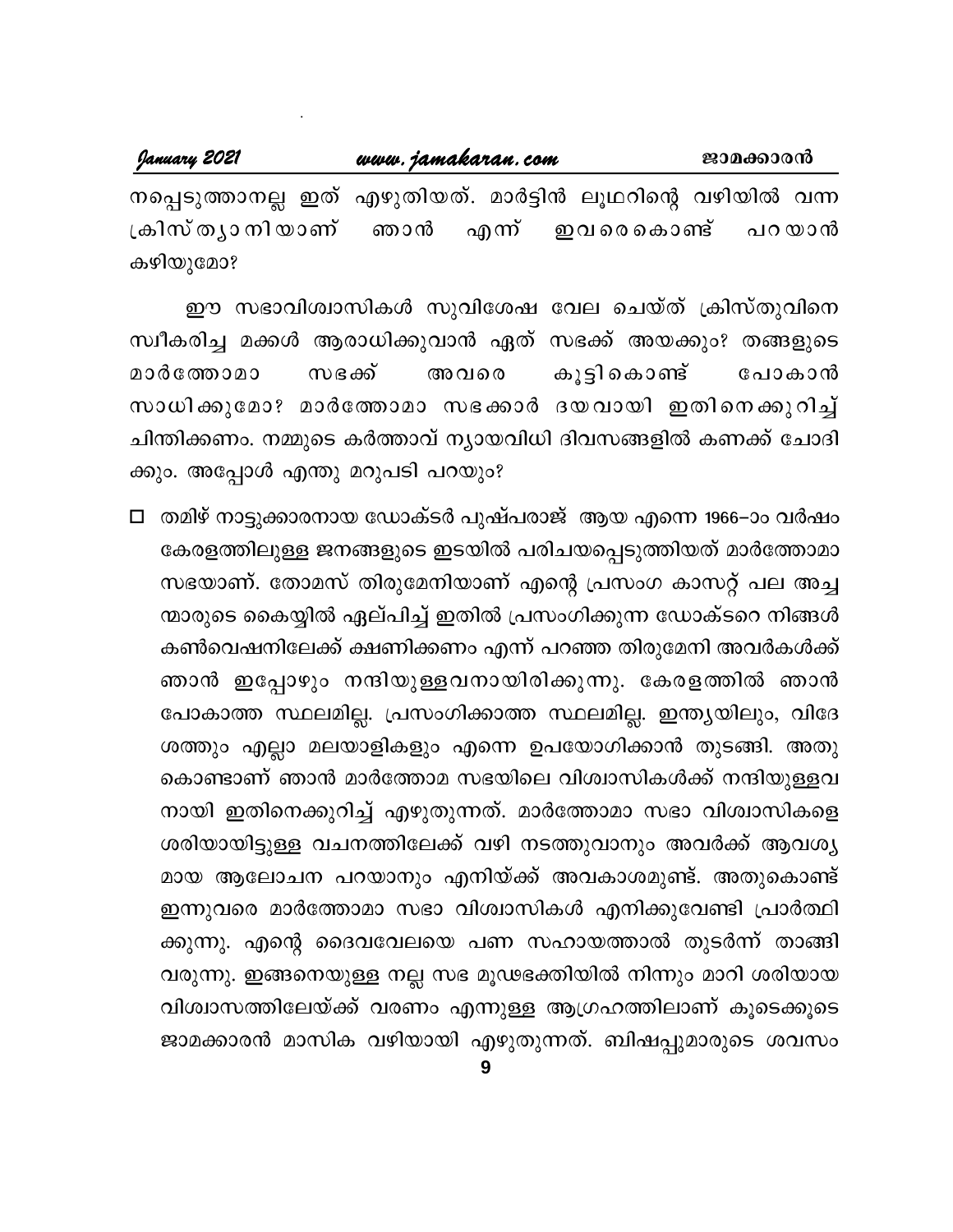നപ്പെടുത്താനല്ല ഇത് എഴുതിയത്. മാർട്ടിൻ ലൂഥറിന്റെ വഴിയിൽ വന്ന ക്രിസ്ത്യാനിയാണ് ഞാൻ എന്ന് ഇവരെകൊണ്ട് പറയാൻ കഴിയുമോ?

ഈ സഭാവിശ്വാസികൾ സുവിശേഷ വേല ചെയ്ത് ക്രിസ്തുവിനെ സ്വീകരിച്ച മക്കൾ ആരാധിക്കുവാൻ ഏത് സഭക്ക് അയക്കും? തങ്ങളുടെ മാർത്തോമാ സഭക്ക് അവരെ കൂട്ടികൊണ്ട് പോകാൻ സാധിക്കുമോ? മാർത്തോമാ സഭക്കാർ ദയവായി ഇതിനെക്കുറിച്ച് ചിന്തിക്കണം. നമ്മുടെ കർത്താവ് ന്യായവിധി ദിവസങ്ങളിൽ കണക്ക് ചോദിക്കും. അപ്പോൾ എന്തു മറുപടി പറയും?

- ☐ തമിഴ് നാട്ടുക്കാരനായ ഡോക്ടർ പുഷ്പരാജ് ആയ എന്നെ 1966–ാം വർഷം കേരളത്തിലുള്ള ജനങ്ങളുടെ ഇടയിൽ പരിചയപ്പെടുത്തിയത് മാർത്തോമാ സഭയാണ്. തോമസ് തിരുമേനിയാണ് എന്റെ പ്രസംഗ കാസറ്റ് പല അച്ചന്മാരുടെ കൈയ്യിൽ ഏല്പിച്ച് ഇതിൽ പ്രസംഗിക്കുന്ന ഡോക്ടറെ നിങ്ങൾ കൺവെഷനിലേക്ക് ക്ഷണിക്കണം എന്ന് പറഞ്ഞ തിരുമേനി അവർകൾക്ക് ഞാൻ ഇപ്പോഴും നന്ദിയുള്ളവനായിരിക്കുന്നു. കേരളത്തിൽ ഞാൻ പോകാത്ത സ്ഥലമില്ല. പ്രസംഗിക്കാത്ത സ്ഥലമില്ല. ഇന്ത്യയിലും, വിദേശത്തും എല്ലാ മലയാളികളും എന്നെ ഉപയോഗിക്കാൻ തുടങ്ങി. അതുകൊണ്ടാണ് ഞാൻ മാർത്തോമ സഭയിലെ വിശ്വാസികൾക്ക് നന്ദിയുള്ളവനായി ഇതിനെക്കുറിച്ച് എഴുതുന്നത്. മാർത്തോമാ സഭാ വിശ്വാസികളെ ശരിയായിട്ടുള്ള വചനത്തിലേക്ക് വഴി നടത്തുവാനും അവർക്ക് ആവശ്യമായ ആലോചന പറയാനും എനിയ്ക്ക് അവകാശമുണ്ട്. അതുകൊണ്ട് ഇന്നുവരെ മാർത്തോമാ സഭാ വിശ്വാസികൾ എനിക്കുവേണ്ടി പ്രാർത്ഥിക്കുന്നു. എന്റെ ദൈവവേലയെ പണ സഹായത്താൽ തുടർന്ന് താങ്ങി വരുന്നു. ഇങ്ങനെയുള്ള നല്ല സഭ മൂഢഭക്തിയിൽ നിന്നും മാറി ശരിയായ വിശ്വാസത്തിലേയ്ക്ക് വരണം എന്നുള്ള ആഗ്രഹത്തിലാണ് കൂടെക്കൂടെ ജാമക്കാരൻ മാസിക വഴിയായി എഴുതുന്നത്. ബിഷപ്പുമാരുടെ ശവസം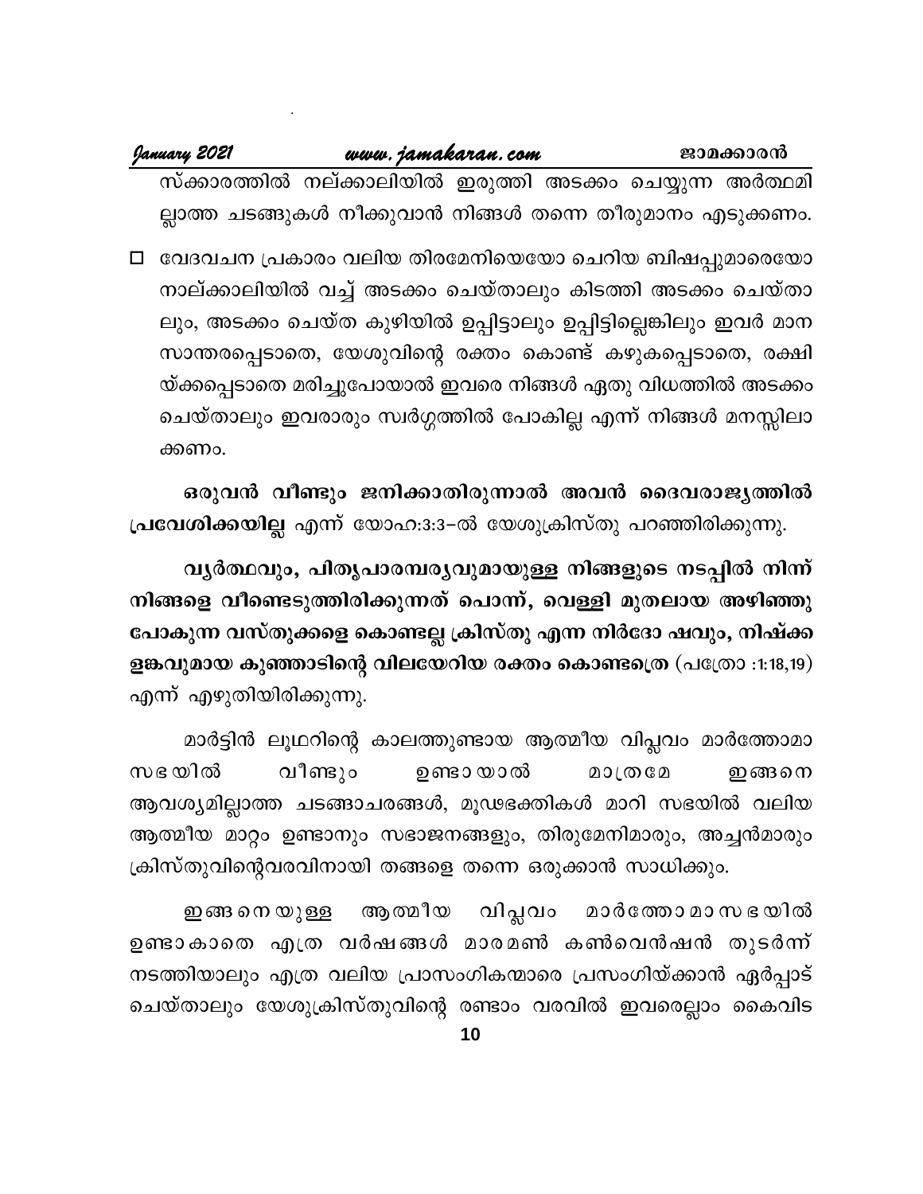സ്ക്കാരത്തിൽ നല്ക്കാലിയിൽ ഇരുത്തി അടക്കം ചെയ്യുന്ന അർത്ഥമില്ലാത്ത ചടങ്ങുകൾ നീക്കുവാൻ നിങ്ങൾ തന്നെ തീരുമാനം എടുക്കണം.

- വേദവചന പ്രകാരം വലിയ തിരമേനിയെയോ ചെറിയ ബിഷപ്പുമാരെയോ നാല്ക്കാലിയിൽ വച്ച് അടക്കം ചെയ്താലും കിടത്തി അടക്കം ചെയ്താലും, അടക്കം ചെയ്ത കുഴിയിൽ ഉപ്പിട്ടാലും ഉപ്പിട്ടില്ലെങ്കിലും ഇവർ മാനസാന്തരപ്പെടാതെ, യേശുവിന്റെ രക്തം കൊണ്ട് കഴുകപ്പെടാതെ, രക്ഷിയ്ക്കപ്പെടാതെ മരിച്ചുപോയാൽ ഇവരെ നിങ്ങൾ ഏതു വിധത്തിൽ അടക്കം ചെയ്താലും ഇവരാരും സ്വർഗ്ഗത്തിൽ പോകില്ല എന്ന് നിങ്ങൾ മനസ്സിലാക്കണം.

**ഒരുവൻ വീണ്ടും ജനിക്കാതിരുന്നാൽ അവൻ ദൈവരാജ്യത്തിൽ പ്രവേശിക്കയില്ല** എന്ന് യോഹ:3:3–ൽ യേശുക്രിസ്തു പറഞ്ഞിരിക്കുന്നു.

**വ്യർത്ഥവും, പിതൃപാരമ്പര്യവുമായുള്ള നിങ്ങളുടെ നടപ്പിൽ നിന്ന് നിങ്ങളെ വീണ്ടെടുത്തിരിക്കുന്നത് പൊന്ന്, വെള്ളി മുതലായ അഴിഞ്ഞു പോകുന്ന വസ്തുക്കളെ കൊണ്ടല്ല ക്രിസ്തു എന്ന നിർദോ ഷവും, നിഷ്ക്കളങ്കവുമായ കുഞ്ഞാടിന്റെ വിലയേറിയ രക്തം കൊണ്ടത്രെ** (പത്രോ :1:18,19) എന്ന് എഴുതിയിരിക്കുന്നു.

മാർട്ടിൻ ലൂഥറിന്റെ കാലത്തുണ്ടായ ആത്മീയ വിപ്ലവം മാർത്തോമാ സഭയിൽ വീണ്ടും ഉണ്ടായാൽ മാത്രമേ ഇങ്ങനെ ആവശ്യമില്ലാത്ത ചടങ്ങാചരങ്ങൾ, മൂഢഭക്തികൾ മാറി സഭയിൽ വലിയ ആത്മീയ മാറ്റം ഉണ്ടാനും സഭാജനങ്ങളും, തിരുമേനിമാരും, അച്ചൻമാരും ക്രിസ്തുവിന്റെവരവിനായി തങ്ങളെ തന്നെ ഒരുക്കാൻ സാധിക്കും.

ഇങ്ങനെയുള്ള ആത്മീയ വിപ്ലവം മാർത്തോമാസഭയിൽ ഉണ്ടാകാതെ എത്ര വർഷങ്ങൾ മാരമൺ കൺവെൻഷൻ തുടർന്ന് നടത്തിയാലും എത്ര വലിയ പ്രാസംഗികന്മാരെ പ്രസംഗിയ്ക്കാൻ ഏർപ്പാട് ചെയ്താലും യേശുക്രിസ്തുവിന്റെ രണ്ടാം വരവിൽ ഇവരെല്ലാം കൈവിട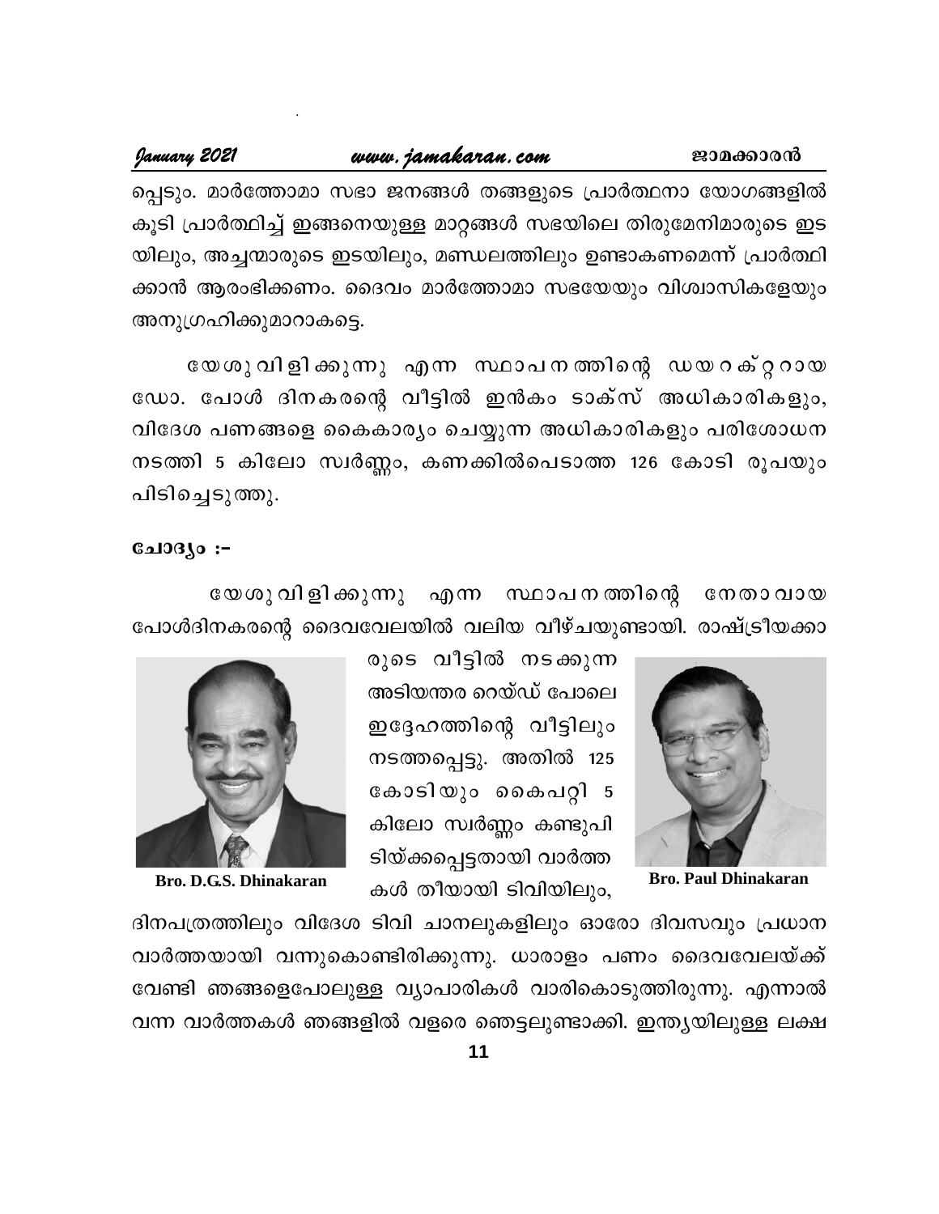പ്പെടും. മാർത്തോമാ സഭാ ജനങ്ങൾ തങ്ങളുടെ പ്രാർത്ഥനാ യോഗങ്ങളിൽ കൂടി പ്രാർത്ഥിച്ച് ഇങ്ങനെയുള്ള മാറ്റങ്ങൾ സഭയിലെ തിരുമേനിമാരുടെ ഇട യിലും, അച്ചന്മാരുടെ ഇടയിലും, മണ്ഡലത്തിലും ഉണ്ടാകണമെന്ന് പ്രാർത്ഥി ക്കാൻ ആരംഭിക്കണം. ദൈവം മാർത്തോമാ സഭയേയും വിശ്വാസികളേയും അനുഗ്രഹിക്കുമാറാകട്ടെ.

യേശുവിളിക്കുന്നു എന്ന സ്ഥാപനത്തിന്റെ ഡയറക്ടറായ ഡോ. പോൾ ദിനകരന്റെ വീട്ടിൽ ഇൻകം ടാക്സ് അധികാരികളും, വിദേശ പണങ്ങളെ കൈകാര്യം ചെയ്യുന്ന അധികാരികളും പരിശോധന നടത്തി 5 കിലോ സ്വർണ്ണം, കണക്കിൽപെടാത്ത 126 കോടി രൂപയും പിടിച്ചെടുത്തു.

**ചോദ്യം :-**

യേശുവിളിക്കുന്നു എന്ന സ്ഥാപനത്തിന്റെ നേതാവായ പോൾദിനകരന്റെ ദൈവവേലയിൽ വലിയ വീഴ്ചയുണ്ടായി. രാഷ്ട്രീയക്കാരുടെ വീട്ടിൽ നടക്കുന്ന അടിയന്തര റെയ്ഡ് പോലെ ഇദ്ദേഹത്തിന്റെ വീട്ടിലും നടത്തപ്പെട്ടു. അതിൽ 125 കോടിയും കൈപറ്റി 5 കിലോ സ്വർണ്ണം കണ്ടുപിടിയ്ക്കപ്പെട്ടതായി വാർത്തകൾ തീയായി ടിവിയിലും, ദിനപത്രത്തിലും വിദേശ ടിവി ചാനലുകളിലും ഓരോ ദിവസവും പ്രധാന വാർത്തയായി വന്നുകൊണ്ടിരിക്കുന്നു. ധാരാളം പണം ദൈവവേലയ്ക്ക് വേണ്ടി ഞങ്ങളെപോലുള്ള വ്യാപാരികൾ വാരികൊടുത്തിരുന്നു. എന്നാൽ വന്ന വാർത്തകൾ ഞങ്ങളിൽ വളരെ ഞെട്ടലുണ്ടാക്കി. ഇന്ത്യയിലുള്ള ലക്ഷ

Bro. D.G.S. Dhinakaran

Bro. Paul Dhinakaran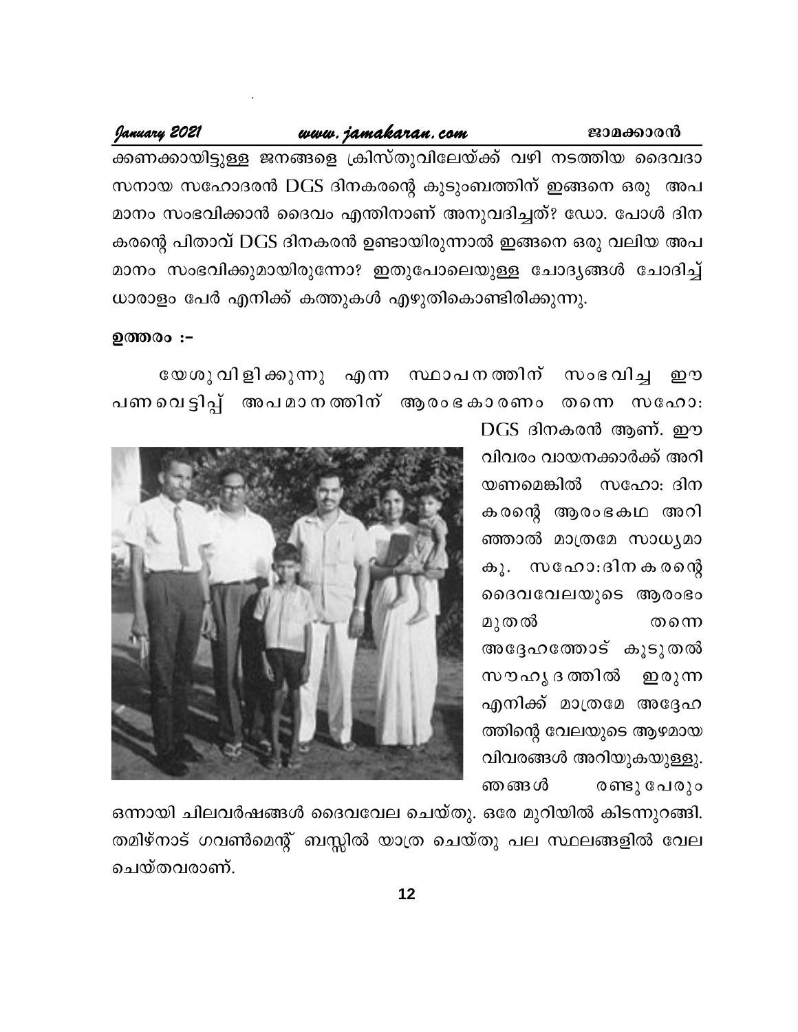ക്കണക്കായിട്ടുള്ള ജനങ്ങളെ ക്രിസ്തുവിലേയ്ക്ക് വഴി നടത്തിയ ദൈവദാസനായ സഹോദരൻ DGS ദിനകരന്റെ കുടുംബത്തിന് ഇങ്ങനെ ഒരു അപമാനം സംഭവിക്കാൻ ദൈവം എന്തിനാണ് അനുവദിച്ചത്? ഡോ. പോൾ ദിനകരന്റെ പിതാവ് DGS ദിനകരൻ ഉണ്ടായിരുന്നാൽ ഇങ്ങനെ ഒരു വലിയ അപമാനം സംഭവിക്കുമായിരുന്നോ? ഇതുപോലെയുള്ള ചോദ്യങ്ങൾ ചോദിച്ച് ധാരാളം പേർ എനിക്ക് കത്തുകൾ എഴുതികൊണ്ടിരിക്കുന്നു.

**ഉത്തരം :-**

യേശുവിളിക്കുന്നു എന്ന സ്ഥാപനത്തിന് സംഭവിച്ച ഈ പണവെട്ടിപ്പ് അപമാനത്തിന് ആരംഭകാരണം തന്നെ സഹോ: DGS ദിനകരൻ ആണ്. ഈ വിവരം വായനക്കാർക്ക് അറിയണമെങ്കിൽ സഹോ: ദിനകരന്റെ ആരംഭകഥ അറിഞ്ഞാൽ മാത്രമേ സാധ്യമാകൂ. സഹോ:ദിനകരന്റെ ദൈവവേലയുടെ ആരംഭം മുതൽ തന്നെ അദ്ദേഹത്തോട് കൂടുതൽ സൗഹൃദത്തിൽ ഇരുന്ന എനിക്ക് മാത്രമേ അദ്ദേഹത്തിന്റെ വേലയുടെ ആഴമായ വിവരങ്ങൾ അറിയുകയുള്ളൂ. ഞങ്ങൾ രണ്ടുപേരും ഒന്നായി ചിലവർഷങ്ങൾ ദൈവവേല ചെയ്തു. ഒരേ മുറിയിൽ കിടന്നുറങ്ങി. തമിഴ്നാട് ഗവൺമെന്റ് ബസ്സിൽ യാത്ര ചെയ്തു പല സ്ഥലങ്ങളിൽ വേല ചെയ്തവരാണ്.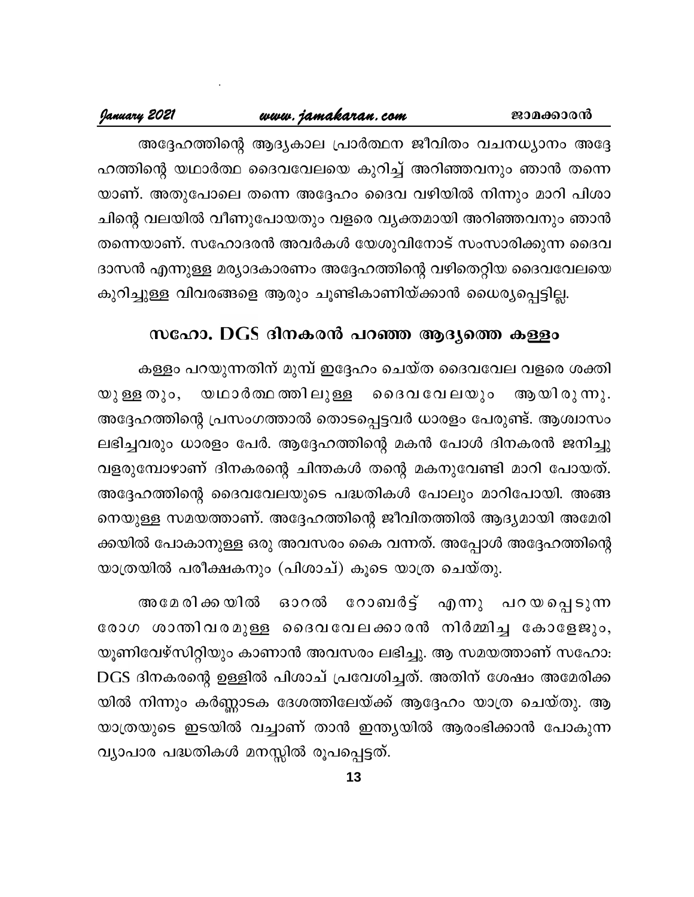അദ്ദേഹത്തിന്റെ ആദ്യകാല പ്രാർത്ഥന ജീവിതം വചനധ്യാനം അദ്ദേഹത്തിന്റെ യഥാർത്ഥ ദൈവവേലയെ കുറിച്ച് അറിഞ്ഞവനും ഞാൻ തന്നെയാണ്. അതുപോലെ തന്നെ അദ്ദേഹം ദൈവ വഴിയിൽ നിന്നും മാറി പിശാചിന്റെ വലയിൽ വീണുപോയതും വളരെ വ്യക്തമായി അറിഞ്ഞവനും ഞാൻ തന്നെയാണ്. സഹോദരൻ അവർകൾ യേശുവിനോട് സംസാരിക്കുന്ന ദൈവ ദാസൻ എന്നുള്ള മര്യാദകാരണം അദ്ദേഹത്തിന്റെ വഴിതെറ്റിയ ദൈവവേലയെ കുറിച്ചുള്ള വിവരങ്ങളെ ആരും ചൂണ്ടികാണിയ്ക്കാൻ ധൈര്യപ്പെട്ടില്ല.

## സഹോ. DGS ദിനകരൻ പറഞ്ഞ ആദ്യത്തെ കള്ളം

കള്ളം പറയുന്നതിന് മുമ്പ് ഇദ്ദേഹം ചെയ്ത ദൈവവേല വളരെ ശക്തിയുള്ളതും, യഥാർത്ഥത്തിലുള്ള ദൈവവേലയും ആയിരുന്നു. അദ്ദേഹത്തിന്റെ പ്രസംഗത്താൽ തൊടപ്പെട്ടവർ ധാരളം പേരുണ്ട്. ആശ്വാസം ലഭിച്ചവരും ധാരളം പേർ. ആദ്ദേഹത്തിന്റെ മകൻ പോൾ ദിനകരൻ ജനിച്ചു വളരുമ്പോഴാണ് ദിനകരന്റെ ചിന്തകൾ തന്റെ മകനുവേണ്ടി മാറി പോയത്. അദ്ദേഹത്തിന്റെ ദൈവവേലയുടെ പദ്ധതികൾ പോലും മാറിപോയി. അങ്ങനെയുള്ള സമയത്താണ്. അദ്ദേഹത്തിന്റെ ജീവിതത്തിൽ ആദ്യമായി അമേരിക്കയിൽ പോകാനുള്ള ഒരു അവസരം കൈ വന്നത്. അപ്പോൾ അദ്ദേഹത്തിന്റെ യാത്രയിൽ പരീക്ഷകനും (പിശാച്) കൂടെ യാത്ര ചെയ്തു.

അമേരിക്കയിൽ ഓറൽ റോബർട്ട് എന്നു പറയപ്പെടുന്ന രോഗ ശാന്തിവരമുള്ള ദൈവവേലക്കാരൻ നിർമ്മിച്ച കോളേജും, യൂണിവേഴ്സിറ്റിയും കാണാൻ അവസരം ലഭിച്ചു. ആ സമയത്താണ് സഹോ: DGS ദിനകരന്റെ ഉള്ളിൽ പിശാച് പ്രവേശിച്ചത്. അതിന് ശേഷം അമേരിക്കയിൽ നിന്നും കർണ്ണാടക ദേശത്തിലേയ്ക്ക് ആദ്ദേഹം യാത്ര ചെയ്തു. ആ യാത്രയുടെ ഇടയിൽ വച്ചാണ് താൻ ഇന്ത്യയിൽ ആരംഭിക്കാൻ പോകുന്ന വ്യാപാര പദ്ധതികൾ മനസ്സിൽ രൂപപ്പെട്ടത്.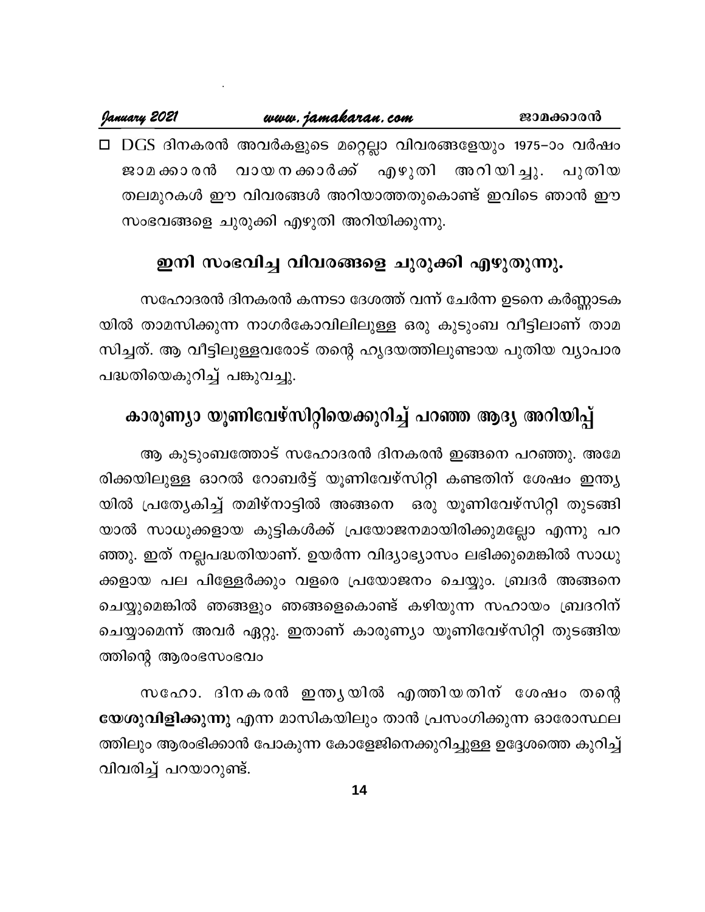□ DGS ദിനകരൻ അവർകളുടെ മറ്റെല്ലാ വിവരങ്ങളേയും 1975–ാം വർഷം ജാമക്കാരൻ വായനക്കാർക്ക് എഴുതി അറിയിച്ചു. പുതിയ തലമുറകൾ ഈ വിവരങ്ങൾ അറിയാത്തതുകൊണ്ട് ഇവിടെ ഞാൻ ഈ സംഭവങ്ങളെ ചുരുക്കി എഴുതി അറിയിക്കുന്നു.

## ഇനി സംഭവിച്ച വിവരങ്ങളെ ചുരുക്കി എഴുതുന്നു.

സഹോദരൻ ദിനകരൻ കന്നടാ ദേശത്ത് വന്ന് ചേർന്ന ഉടനെ കർണ്ണാടകയിൽ താമസിക്കുന്ന നാഗർകോവിലിലുള്ള ഒരു കുടുംബ വീട്ടിലാണ് താമസിച്ചത്. ആ വീട്ടിലുള്ളവരോട് തന്റെ ഹൃദയത്തിലുണ്ടായ പുതിയ വ്യാപാര പദ്ധതിയെകുറിച്ച് പങ്കുവച്ചു.

## കാരുണ്യാ യൂണിവേഴ്സിറ്റിയെക്കുറിച്ച് പറഞ്ഞ ആദ്യ അറിയിപ്പ്

ആ കുടുംബത്തോട് സഹോദരൻ ദിനകരൻ ഇങ്ങനെ പറഞ്ഞു. അമേരിക്കയിലുള്ള ഓറൽ റോബർട്ട് യൂണിവേഴ്സിറ്റി കണ്ടതിന് ശേഷം ഇന്ത്യയിൽ പ്രത്യേകിച്ച് തമിഴ്നാട്ടിൽ അങ്ങനെ ഒരു യൂണിവേഴ്സിറ്റി തുടങ്ങിയാൽ സാധുക്കളായ കുട്ടികൾക്ക് പ്രയോജനമായിരിക്കുമല്ലോ എന്നു പറഞ്ഞു. ഇത് നല്ലപദ്ധതിയാണ്. ഉയർന്ന വിദ്യാഭ്യാസം ലഭിക്കുമെങ്കിൽ സാധുക്കളായ പല പിള്ളേർക്കും വളരെ പ്രയോജനം ചെയ്യും. ബ്രദർ അങ്ങനെ ചെയ്യുമെങ്കിൽ ഞങ്ങളും ഞങ്ങളെകൊണ്ട് കഴിയുന്ന സഹായം ബ്രദറിന് ചെയ്യാമെന്ന് അവർ ഏറ്റു. ഇതാണ് കാരുണ്യാ യൂണിവേഴ്സിറ്റി തുടങ്ങിയത്തിന്റെ ആരംഭസംഭവം

സഹോ. ദിനകരൻ ഇന്ത്യയിൽ എത്തിയതിന് ശേഷം തന്റെ **യേശുവിളിക്കുന്നു** എന്ന മാസികയിലും താൻ പ്രസംഗിക്കുന്ന ഓരോസ്ഥലത്തിലും ആരംഭിക്കാൻ പോകുന്ന കോളേജിനെക്കുറിച്ചുള്ള ഉദ്ദേശത്തെ കുറിച്ച് വിവരിച്ച് പറയാറുണ്ട്.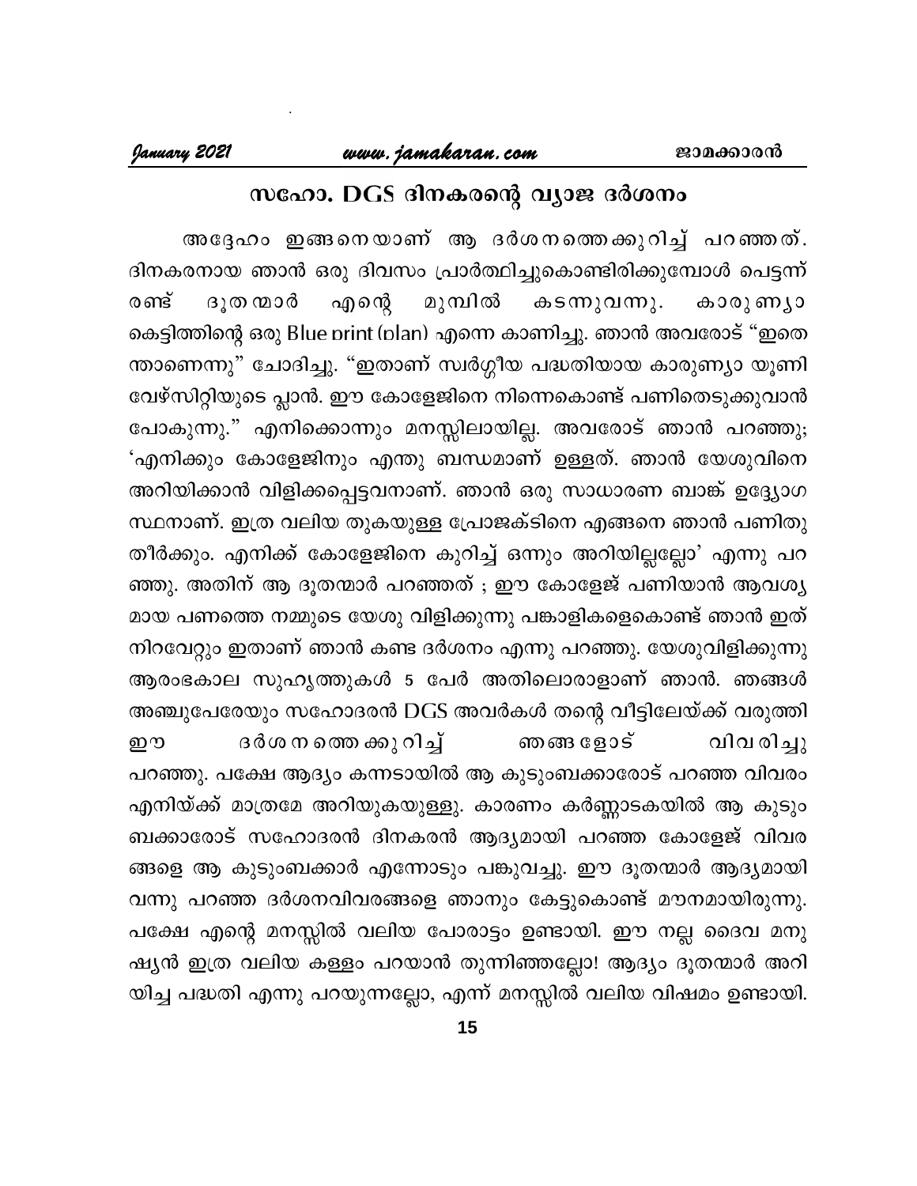## സഹോ. DGS ദിനകരന്റെ വ്യാജ ദർശനം

അദ്ദേഹം ഇങ്ങനെയാണ് ആ ദർശനത്തെക്കുറിച്ച് പറഞ്ഞത്. ദിനകരനായ ഞാൻ ഒരു ദിവസം പ്രാർത്ഥിച്ചുകൊണ്ടിരിക്കുമ്പോൾ പെട്ടന്ന് രണ്ട് ദൂതന്മാർ എന്റെ മുമ്പിൽ കടന്നുവന്നു. കാരുണ്യാ കെട്ടിത്തിന്റെ ഒരു Blue print (plan) എന്നെ കാണിച്ചു. ഞാൻ അവരോട് "ഇതെന്താണെന്നു" ചോദിച്ചു. "ഇതാണ് സ്വർഗ്ഗീയ പദ്ധതിയായ കാരുണ്യാ യൂണിവേഴ്സിറ്റിയുടെ പ്ലാൻ. ഈ കോളേജിനെ നിന്നെകൊണ്ട് പണിതെടുക്കുവാൻ പോകുന്നു." എനിക്കൊന്നും മനസ്സിലായില്ല. അവരോട് ഞാൻ പറഞ്ഞു; 'എനിക്കും കോളേജിനും എന്തു ബന്ധമാണ് ഉള്ളത്. ഞാൻ യേശുവിനെ അറിയിക്കാൻ വിളിക്കപ്പെട്ടവനാണ്. ഞാൻ ഒരു സാധാരണ ബാങ്ക് ഉദ്യോഗസ്ഥനാണ്. ഇത്ര വലിയ തുകയുള്ള പ്രോജക്ടിനെ എങ്ങനെ ഞാൻ പണിതു തീർക്കും. എനിക്ക് കോളേജിനെ കുറിച്ച് ഒന്നും അറിയില്ലല്ലോ' എന്നു പറഞ്ഞു. അതിന് ആ ദൂതന്മാർ പറഞ്ഞത് ; ഈ കോളേജ് പണിയാൻ ആവശ്യമായ പണത്തെ നമ്മുടെ യേശു വിളിക്കുന്നു പങ്കാളികളെകൊണ്ട് ഞാൻ ഇത് നിറവേറ്റും ഇതാണ് ഞാൻ കണ്ട ദർശനം എന്നു പറഞ്ഞു. യേശുവിളിക്കുന്നു ആരംഭകാല സുഹൃത്തുകൾ 5 പേർ അതിലൊരാളാണ് ഞാൻ. ഞങ്ങൾ അഞ്ചുപേരേയും സഹോദരൻ DGS അവർകൾ തന്റെ വീട്ടിലേയ്ക്ക് വരുത്തി ഈ ദർശനത്തെക്കുറിച്ച് ഞങ്ങളോട് വിവരിച്ചു പറഞ്ഞു. പക്ഷേ ആദ്യം കന്നടായിൽ ആ കുടുംബക്കാരോട് പറഞ്ഞ വിവരം എനിയ്ക്ക് മാത്രമേ അറിയുകയുള്ളു. കാരണം കർണ്ണാടകയിൽ ആ കുടുംബക്കാരോട് സഹോദരൻ ദിനകരൻ ആദ്യമായി പറഞ്ഞ കോളേജ് വിവരങ്ങളെ ആ കുടുംബക്കാർ എന്നോടും പങ്കുവച്ചു. ഈ ദൂതന്മാർ ആദ്യമായി വന്നു പറഞ്ഞ ദർശനവിവരങ്ങളെ ഞാനും കേട്ടുകൊണ്ട് മൗനമായിരുന്നു. പക്ഷേ എന്റെ മനസ്സിൽ വലിയ പോരാട്ടം ഉണ്ടായി. ഈ നല്ല ദൈവ മനുഷ്യൻ ഇത്ര വലിയ കള്ളം പറയാൻ തുന്നിഞ്ഞല്ലോ! ആദ്യം ദൂതന്മാർ അറിയിച്ച പദ്ധതി എന്നു പറയുന്നല്ലോ, എന്ന് മനസ്സിൽ വലിയ വിഷമം ഉണ്ടായി.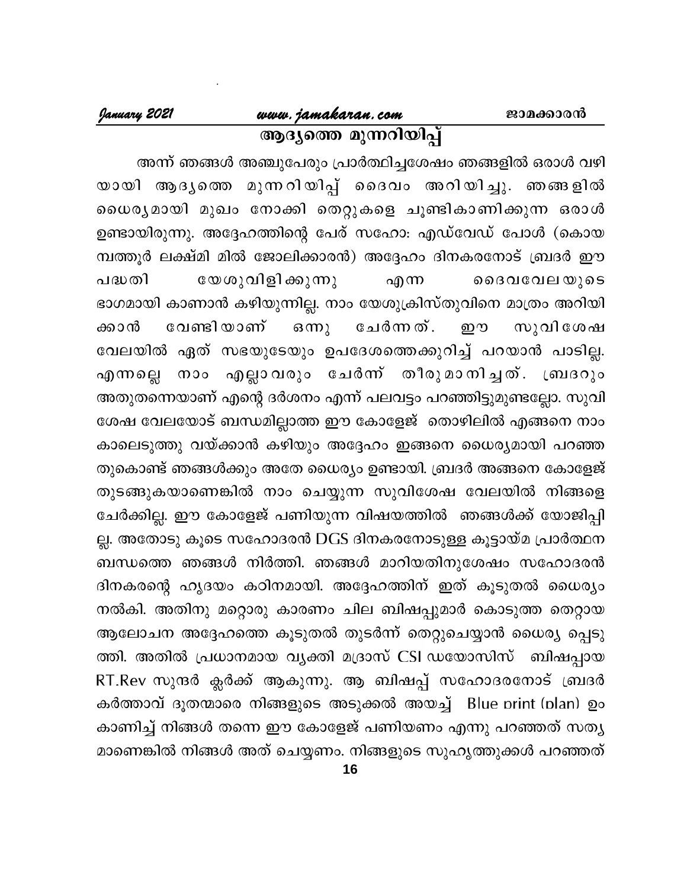## ആദ്യത്തെ മുന്നറിയിപ്പ്

അന്ന് ഞങ്ങൾ അഞ്ചുപേരും പ്രാർത്ഥിച്ചശേഷം ഞങ്ങളിൽ ഒരാൾ വഴിയായി ആദ്യത്തെ മുന്നറിയിപ്പ് ദൈവം അറിയിച്ചു. ഞങ്ങളിൽ ധൈര്യമായി മുഖം നോക്കി തെറ്റുകളെ ചൂണ്ടികാണിക്കുന്ന ഒരാൾ ഉണ്ടായിരുന്നു. അദ്ദേഹത്തിന്റെ പേര് സഹോ: എഡ്വേഡ് പോൾ (കൊയമ്പത്തൂർ ലക്ഷ്മി മിൽ ജോലിക്കാരൻ) അദ്ദേഹം ദിനകരനോട് ബ്രദർ ഈ പദ്ധതി യേശുവിളിക്കുന്നു എന്ന ദൈവവേലയുടെ ഭാഗമായി കാണാൻ കഴിയുന്നില്ല. നാം യേശുക്രിസ്തുവിനെ മാത്രം അറിയിക്കാൻ വേണ്ടിയാണ് ഒന്നു ചേർന്നത്. ഈ സുവിശേഷ വേലയിൽ ഏത് സഭയുടേയും ഉപദേശത്തെക്കുറിച്ച് പറയാൻ പാടില്ല. എന്നല്ലെ നാം എല്ലാവരും ചേർന്ന് തീരുമാനിച്ചത്. ബ്രദറും അതുതന്നെയാണ് എന്റെ ദർശനം എന്ന് പലവട്ടം പറഞ്ഞിട്ടുമുണ്ടല്ലോ. സുവിശേഷ വേലയോട് ബന്ധമില്ലാത്ത ഈ കോളേജ് തൊഴിലിൽ എങ്ങനെ നാം കാലെടുത്തു വയ്ക്കാൻ കഴിയും അദ്ദേഹം ഇങ്ങനെ ധൈര്യമായി പറഞ്ഞതുകൊണ്ട് ഞങ്ങൾക്കും അതേ ധൈര്യം ഉണ്ടായി. ബ്രദർ അങ്ങനെ കോളേജ് തുടങ്ങുകയാണെങ്കിൽ നാം ചെയ്യുന്ന സുവിശേഷ വേലയിൽ നിങ്ങളെ ചേർക്കില്ല. ഈ കോളേജ് പണിയുന്ന വിഷയത്തിൽ ഞങ്ങൾക്ക് യോജിപ്പില്ല. അതോടു കൂടെ സഹോദരൻ DGS ദിനകരനോടുള്ള കൂട്ടായ്മ പ്രാർത്ഥന ബന്ധത്തെ ഞങ്ങൾ നിർത്തി. ഞങ്ങൾ മാറിയതിനുശേഷം സഹോദരൻ ദിനകരന്റെ ഹൃദയം കഠിനമായി. അദ്ദേഹത്തിന് ഇത് കൂടുതൽ ധൈര്യം നൽകി. അതിനു മറ്റൊരു കാരണം ചില ബിഷപ്പുമാർ കൊടുത്ത തെറ്റായ ആലോചന അദ്ദേഹത്തെ കൂടുതൽ തുടർന്ന് തെറ്റുചെയ്യാൻ ധൈര്യപ്പെടുത്തി. അതിൽ പ്രധാനമായ വ്യക്തി മദ്രാസ് CSI ഡയോസിസ് ബിഷപ്പായ RT.Rev സുന്ദർ ക്ലർക്ക് ആകുന്നു. ആ ബിഷപ്പ് സഹോദരനോട് ബ്രദർ കർത്താവ് ദൂതന്മാരെ നിങ്ങളുടെ അടുക്കൽ അയച്ച് Blue print (plan) ഉം കാണിച്ച് നിങ്ങൾ തന്നെ ഈ കോളേജ് പണിയണം എന്നു പറഞ്ഞത് സത്യമാണെങ്കിൽ നിങ്ങൾ അത് ചെയ്യണം. നിങ്ങളുടെ സുഹൃത്തുക്കൾ പറഞ്ഞത്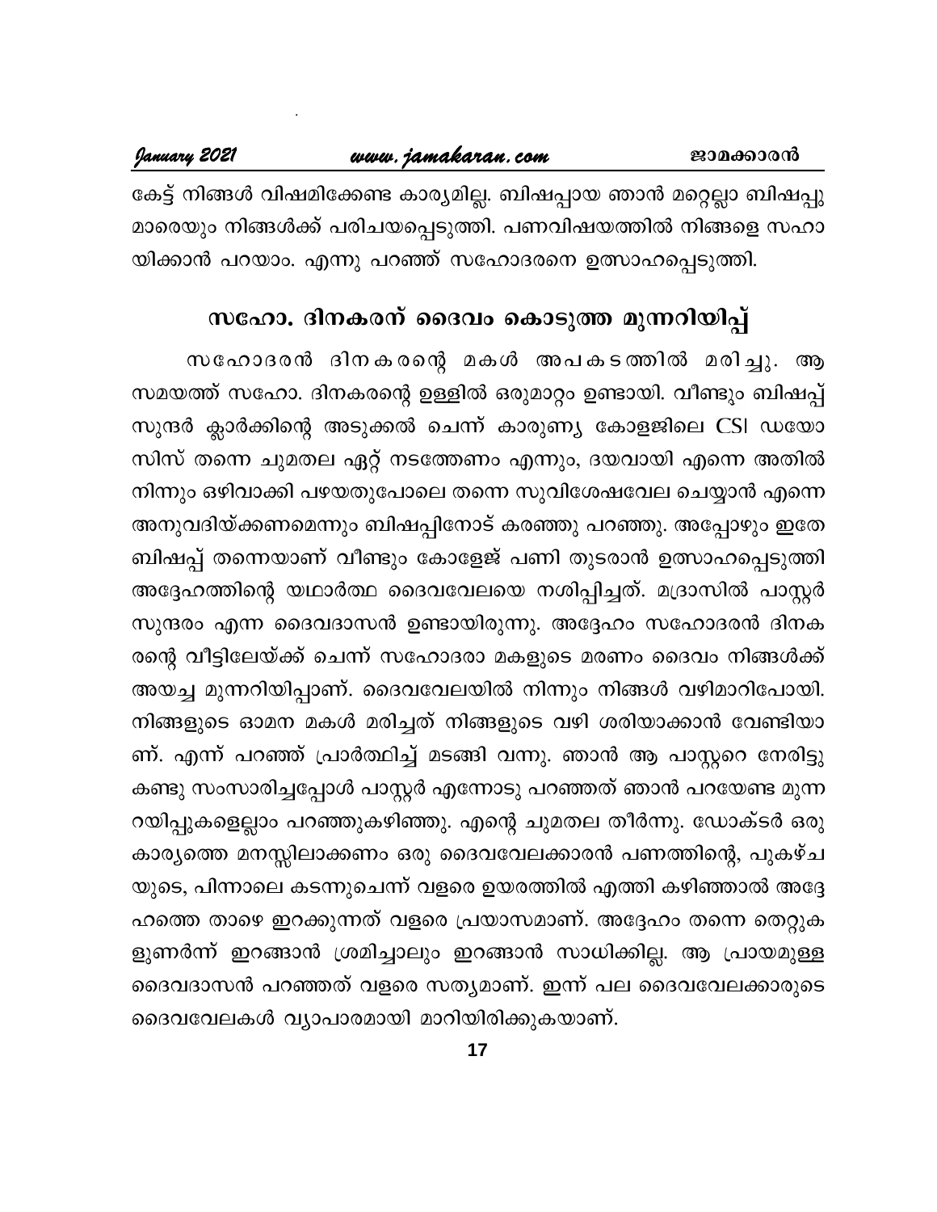കേട്ട് നിങ്ങൾ വിഷമിക്കേണ്ട കാര്യമില്ല. ബിഷപ്പായ ഞാൻ മറ്റെല്ലാ ബിഷപ്പു മാരെയും നിങ്ങൾക്ക് പരിചയപ്പെടുത്തി. പണവിഷയത്തിൽ നിങ്ങളെ സഹാ യിക്കാൻ പറയാം. എന്നു പറഞ്ഞ് സഹോദരനെ ഉത്സാഹപ്പെടുത്തി.

## സഹോ. ദിനകരന് ദൈവം കൊടുത്ത മുന്നറിയിപ്പ്

സഹോദരൻ ദിനകരന്റെ മകൾ അപകടത്തിൽ മരിച്ചു. ആ സമയത്ത് സഹോ. ദിനകരന്റെ ഉള്ളിൽ ഒരുമാറ്റം ഉണ്ടായി. വീണ്ടും ബിഷപ്പ് സുന്ദർ ക്ലാർക്കിന്റെ അടുക്കൽ ചെന്ന് കാരുണ്യ കോളജിലെ CSI ഡയോ സിസ് തന്നെ ചുമതല ഏറ്റ് നടത്തേണം എന്നും, ദയവായി എന്നെ അതിൽ നിന്നും ഒഴിവാക്കി പഴയതുപോലെ തന്നെ സുവിശേഷവേല ചെയ്യാൻ എന്നെ അനുവദിയ്ക്കണമെന്നും ബിഷപ്പിനോട് കരഞ്ഞു പറഞ്ഞു. അപ്പോഴും ഇതേ ബിഷപ്പ് തന്നെയാണ് വീണ്ടും കോളേജ് പണി തുടരാൻ ഉത്സാഹപ്പെടുത്തി അദ്ദേഹത്തിന്റെ യഥാർത്ഥ ദൈവവേലയെ നശിപ്പിച്ചത്. മദ്രാസിൽ പാസ്റ്റർ സുന്ദരം എന്ന ദൈവദാസൻ ഉണ്ടായിരുന്നു. അദ്ദേഹം സഹോദരൻ ദിനക രന്റെ വീട്ടിലേയ്ക്ക് ചെന്ന് സഹോദരാ മകളുടെ മരണം ദൈവം നിങ്ങൾക്ക് അയച്ച മുന്നറിയിപ്പാണ്. ദൈവവേലയിൽ നിന്നും നിങ്ങൾ വഴിമാറിപോയി. നിങ്ങളുടെ ഓമന മകൾ മരിച്ചത് നിങ്ങളുടെ വഴി ശരിയാക്കാൻ വേണ്ടിയാ ണ്. എന്ന് പറഞ്ഞ് പ്രാർത്ഥിച്ച് മടങ്ങി വന്നു. ഞാൻ ആ പാസ്റ്ററെ നേരിട്ടു കണ്ടു സംസാരിച്ചപ്പോൾ പാസ്റ്റർ എന്നോടു പറഞ്ഞത് ഞാൻ പറയേണ്ട മുന്ന റയിപ്പുകളെല്ലാം പറഞ്ഞുകഴിഞ്ഞു. എന്റെ ചുമതല തീർന്നു. ഡോക്ടർ ഒരു കാര്യത്തെ മനസ്സിലാക്കണം ഒരു ദൈവവേലക്കാരൻ പണത്തിന്റെ, പുകഴ്ച യുടെ, പിന്നാലെ കടന്നുചെന്ന് വളരെ ഉയരത്തിൽ എത്തി കഴിഞ്ഞാൽ അദ്ദേ ഹത്തെ താഴെ ഇറക്കുന്നത് വളരെ പ്രയാസമാണ്. അദ്ദേഹം തന്നെ തെറ്റുക ളുണർന്ന് ഇറങ്ങാൻ ശ്രമിച്ചാലും ഇറങ്ങാൻ സാധിക്കില്ല. ആ പ്രായമുള്ള ദൈവദാസൻ പറഞ്ഞത് വളരെ സത്യമാണ്. ഇന്ന് പല ദൈവവേലക്കാരുടെ ദൈവവേലകൾ വ്യാപാരമായി മാറിയിരിക്കുകയാണ്.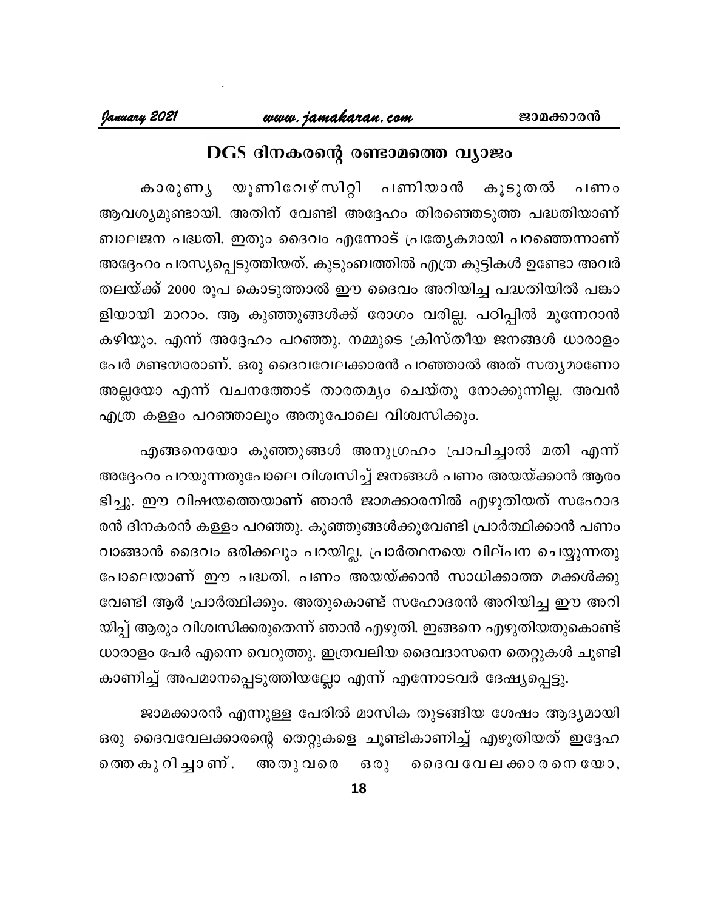## DGS ദിനകരന്റെ രണ്ടാമത്തെ വ്യാജം

കാരുണ്യ യൂണിവേഴ്സിറ്റി പണിയാൻ കൂടുതൽ പണം ആവശ്യമുണ്ടായി. അതിന് വേണ്ടി അദ്ദേഹം തിരഞ്ഞെടുത്ത പദ്ധതിയാണ് ബാലജന പദ്ധതി. ഇതും ദൈവം എന്നോട് പ്രത്യേകമായി പറഞ്ഞെന്നാണ് അദ്ദേഹം പരസ്യപ്പെടുത്തിയത്. കുടുംബത്തിൽ എത്ര കുട്ടികൾ ഉണ്ടോ അവർ തലയ്ക്ക് 2000 രൂപ കൊടുത്താൽ ഈ ദൈവം അറിയിച്ച പദ്ധതിയിൽ പങ്കാളിയായി മാറാം. ആ കുഞ്ഞുങ്ങൾക്ക് രോഗം വരില്ല. പഠിപ്പിൽ മുന്നേറാൻ കഴിയും. എന്ന് അദ്ദേഹം പറഞ്ഞു. നമ്മുടെ ക്രിസ്തീയ ജനങ്ങൾ ധാരാളം പേർ മണ്ടന്മാരാണ്. ഒരു ദൈവവേലക്കാരൻ പറഞ്ഞാൽ അത് സത്യമാണോ അല്ലയോ എന്ന് വചനത്തോട് താരതമ്യം ചെയ്തു നോക്കുന്നില്ല. അവൻ എത്ര കള്ളം പറഞ്ഞാലും അതുപോലെ വിശ്വസിക്കും.

എങ്ങനെയോ കുഞ്ഞുങ്ങൾ അനുഗ്രഹം പ്രാപിച്ചാൽ മതി എന്ന് അദ്ദേഹം പറയുന്നതുപോലെ വിശ്വസിച്ച് ജനങ്ങൾ പണം അയയ്ക്കാൻ ആരംഭിച്ചു. ഈ വിഷയത്തെയാണ് ഞാൻ ജാമക്കാരനിൽ എഴുതിയത് സഹോദരൻ ദിനകരൻ കള്ളം പറഞ്ഞു. കുഞ്ഞുങ്ങൾക്കുവേണ്ടി പ്രാർത്ഥിക്കാൻ പണം വാങ്ങാൻ ദൈവം ഒരിക്കലും പറയില്ല. പ്രാർത്ഥനയെ വില്പന ചെയ്യുന്നതുപോലെയാണ് ഈ പദ്ധതി. പണം അയയ്ക്കാൻ സാധിക്കാത്ത മക്കൾക്കുവേണ്ടി ആർ പ്രാർത്ഥിക്കും. അതുകൊണ്ട് സഹോദരൻ അറിയിച്ച ഈ അറിയിപ്പ് ആരും വിശ്വസിക്കരുതെന്ന് ഞാൻ എഴുതി. ഇങ്ങനെ എഴുതിയതുകൊണ്ട് ധാരാളം പേർ എന്നെ വെറുത്തു. ഇത്രവലിയ ദൈവദാസനെ തെറ്റുകൾ ചൂണ്ടി കാണിച്ച് അപമാനപ്പെടുത്തിയല്ലോ എന്ന് എന്നോടവർ ദേഷ്യപ്പെട്ടു.

ജാമക്കാരൻ എന്നുള്ള പേരിൽ മാസിക തുടങ്ങിയ ശേഷം ആദ്യമായി ഒരു ദൈവവേലക്കാരന്റെ തെറ്റുകളെ ചൂണ്ടികാണിച്ച് എഴുതിയത് ഇദ്ദേഹത്തെകുറിച്ചാണ്. അതുവരെ ഒരു ദൈവവേലക്കാരനെയോ,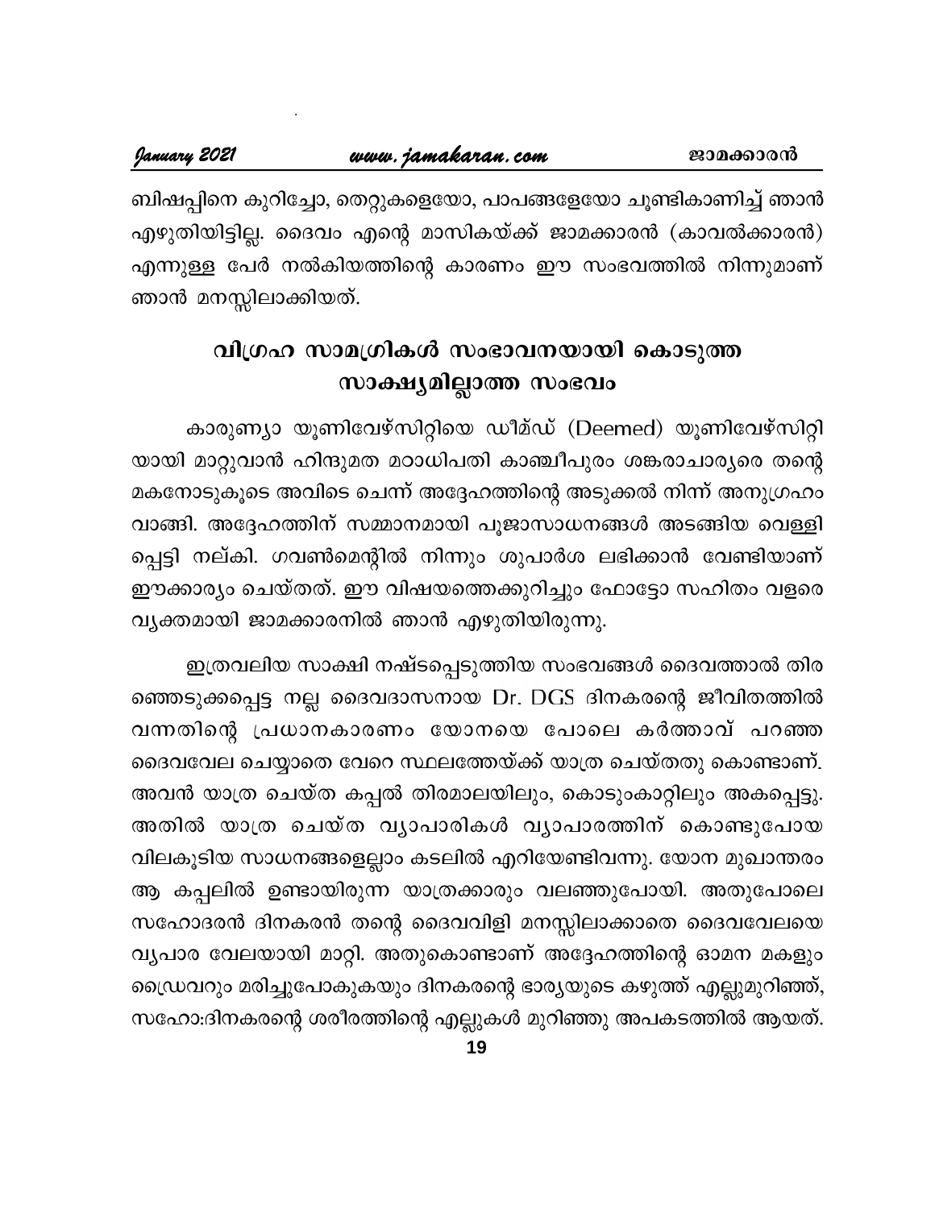ബിഷപ്പിനെ കുറിച്ചോ, തെറ്റുകളെയോ, പാപങ്ങളേയോ ചൂണ്ടികാണിച്ച് ഞാൻ എഴുതിയിട്ടില്ല. ദൈവം എന്റെ മാസികയ്ക്ക് ജാമക്കാരൻ (കാവൽക്കാരൻ) എന്നുള്ള പേർ നൽകിയതിന്റെ കാരണം ഈ സംഭവത്തിൽ നിന്നുമാണ് ഞാൻ മനസ്സിലാക്കിയത്.

## വിഗ്രഹ സാമഗ്രികൾ സംഭാവനയായി കൊടുത്ത സാക്ഷ്യമില്ലാത്ത സംഭവം

കാരുണ്യാ യൂണിവേഴ്സിറ്റിയെ ഡീമ്ഡ് (Deemed) യൂണിവേഴ്സിറ്റി യായി മാറ്റുവാൻ ഹിന്ദുമത മഠാധിപതി കാഞ്ചീപുരം ശങ്കരാചാര്യരെ തന്റെ മകനോടുകൂടെ അവിടെ ചെന്ന് അദ്ദേഹത്തിന്റെ അടുക്കൽ നിന്ന് അനുഗ്രഹം വാങ്ങി. അദ്ദേഹത്തിന് സമ്മാനമായി പൂജാസാധനങ്ങൾ അടങ്ങിയ വെള്ളി പ്പെട്ടി നല്കി. ഗവൺമെന്റിൽ നിന്നും ശുപാർശ ലഭിക്കാൻ വേണ്ടിയാണ് ഈക്കാര്യം ചെയ്തത്. ഈ വിഷയത്തെക്കുറിച്ചും ഫോട്ടോ സഹിതം വളരെ വ്യക്തമായി ജാമക്കാരനിൽ ഞാൻ എഴുതിയിരുന്നു.

ഇത്രവലിയ സാക്ഷി നഷ്ടപ്പെടുത്തിയ സംഭവങ്ങൾ ദൈവത്താൽ തിര ഞ്ഞെടുക്കപ്പെട്ട നല്ല ദൈവദാസനായ Dr. DGS ദിനകരന്റെ ജീവിതത്തിൽ വന്നതിന്റെ പ്രധാനകാരണം യോനയെ പോലെ കർത്താവ് പറഞ്ഞ ദൈവവേല ചെയ്യാതെ വേറെ സ്ഥലത്തേയ്ക്ക് യാത്ര ചെയ്തതു കൊണ്ടാണ്. അവൻ യാത്ര ചെയ്ത കപ്പൽ തിരമാലയിലും, കൊടുംകാറ്റിലും അകപ്പെട്ടു. അതിൽ യാത്ര ചെയ്ത വ്യാപാരികൾ വ്യാപാരത്തിന് കൊണ്ടുപോയ വിലകൂടിയ സാധനങ്ങളെല്ലാം കടലിൽ എറിയേണ്ടിവന്നു. യോന മുഖാന്തരം ആ കപ്പലിൽ ഉണ്ടായിരുന്ന യാത്രക്കാരും വലഞ്ഞുപോയി. അതുപോലെ സഹോദരൻ ദിനകരൻ തന്റെ ദൈവവിളി മനസ്സിലാക്കാതെ ദൈവവേലയെ വ്യപാര വേലയായി മാറ്റി. അതുകൊണ്ടാണ് അദ്ദേഹത്തിന്റെ ഓമന മകളും ഡ്രൈവറും മരിച്ചുപോകുകയും ദിനകരന്റെ ഭാര്യയുടെ കഴുത്ത് എല്ലുമുറിഞ്ഞ്, സഹോ:ദിനകരന്റെ ശരീരത്തിന്റെ എല്ലുകൾ മുറിഞ്ഞു അപകടത്തിൽ ആയത്.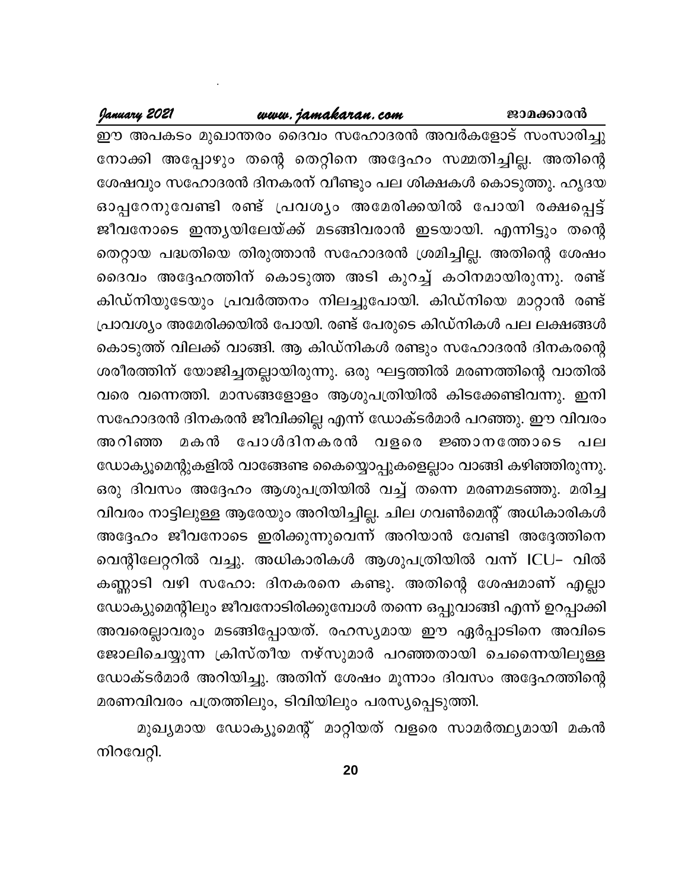ഈ അപകടം മുഖാന്തരം ദൈവം സഹോദരൻ അവർകളോട് സംസാരിച്ചു നോക്കി അപ്പോഴും തന്റെ തെറ്റിനെ അദ്ദേഹം സമ്മതിച്ചില്ല. അതിന്റെ ശേഷവും സഹോദരൻ ദിനകരന് വീണ്ടും പല ശിക്ഷകൾ കൊടുത്തു. ഹൃദയ ഓപ്പറേനുവേണ്ടി രണ്ട് പ്രവശ്യം അമേരിക്കയിൽ പോയി രക്ഷപ്പെട്ട് ജീവനോടെ ഇന്ത്യയിലേയ്ക്ക് മടങ്ങിവരാൻ ഇടയായി. എന്നിട്ടും തന്റെ തെറ്റായ പദ്ധതിയെ തിരുത്താൻ സഹോദരൻ ശ്രമിച്ചില്ല. അതിന്റെ ശേഷം ദൈവം അദ്ദേഹത്തിന് കൊടുത്ത അടി കുറച്ച് കഠിനമായിരുന്നു. രണ്ട് കിഡ്നിയുടേയും പ്രവർത്തനം നിലച്ചുപോയി. കിഡ്നിയെ മാറ്റാൻ രണ്ട് പ്രാവശ്യം അമേരിക്കയിൽ പോയി. രണ്ട് പേരുടെ കിഡ്നികൾ പല ലക്ഷങ്ങൾ കൊടുത്ത് വിലക്ക് വാങ്ങി. ആ കിഡ്നികൾ രണ്ടും സഹോദരൻ ദിനകരന്റെ ശരീരത്തിന് യോജിച്ചതല്ലായിരുന്നു. ഒരു ഘട്ടത്തിൽ മരണത്തിന്റെ വാതിൽ വരെ വന്നെത്തി. മാസങ്ങളോളം ആശുപത്രിയിൽ കിടക്കേണ്ടിവന്നു. ഇനി സഹോദരൻ ദിനകരൻ ജീവിക്കില്ല എന്ന് ഡോക്ടർമാർ പറഞ്ഞു. ഈ വിവരം അറിഞ്ഞ മകൻ പോൾദിനകരൻ വളരെ ജ്ഞാനത്തോടെ പല ഡോക്യൂമെന്റുകളിൽ വാങ്ങേണ്ട കൈയ്യൊപ്പുകളെല്ലാം വാങ്ങി കഴിഞ്ഞിരുന്നു. ഒരു ദിവസം അദ്ദേഹം ആശുപത്രിയിൽ വച്ച് തന്നെ മരണമടഞ്ഞു. മരിച്ച വിവരം നാട്ടിലുള്ള ആരേയും അറിയിച്ചില്ല. ചില ഗവൺമെന്റ് അധികാരികൾ അദ്ദേഹം ജീവനോടെ ഇരിക്കുന്നുവെന്ന് അറിയാൻ വേണ്ടി അദ്ദേത്തിനെ വെന്റിലേറ്ററിൽ വച്ചു. അധികാരികൾ ആശുപത്രിയിൽ വന്ന് ICU- വിൽ കണ്ണാടി വഴി സഹോ: ദിനകരനെ കണ്ടു. അതിന്റെ ശേഷമാണ് എല്ലാ ഡോക്യുമെന്റിലും ജീവനോടിരിക്കുമ്പോൾ തന്നെ ഒപ്പുവാങ്ങി എന്ന് ഉറപ്പാക്കി അവരെല്ലാവരും മടങ്ങിപ്പോയത്. രഹസ്യമായ ഈ ഏർപ്പാടിനെ അവിടെ ജോലിചെയ്യുന്ന ക്രിസ്തീയ നഴ്സുമാർ പറഞ്ഞതായി ചെന്നൈയിലുള്ള ഡോക്ടർമാർ അറിയിച്ചു. അതിന് ശേഷം മൂന്നാം ദിവസം അദ്ദേഹത്തിന്റെ മരണവിവരം പത്രത്തിലും, ടിവിയിലും പരസ്യപ്പെടുത്തി.

മുഖ്യമായ ഡോക്യൂമെന്റ് മാറ്റിയത് വളരെ സാമർത്ഥ്യമായി മകൻ നിറവേറ്റി.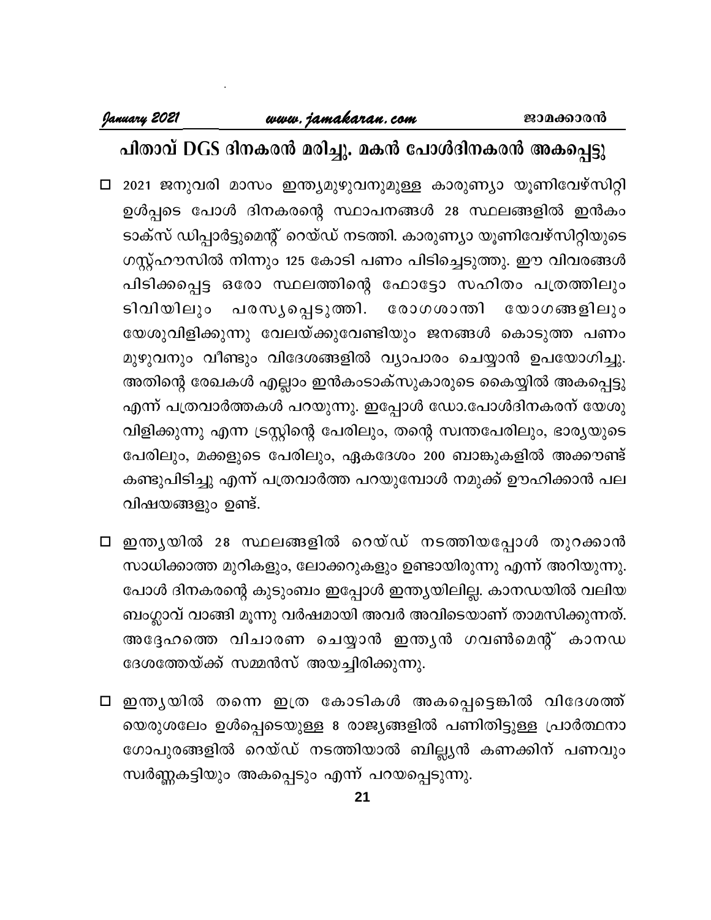## പിതാവ് DGS ദിനകരൻ മരിച്ചു. മകൻ പോൾദിനകരൻ അകപ്പെട്ടു

- 2021 ജനുവരി മാസം ഇന്ത്യമുഴുവനുമുള്ള കാരുണ്യാ യൂണിവേഴ്സിറ്റി ഉൾപ്പടെ പോൾ ദിനകരന്റെ സ്ഥാപനങ്ങൾ 28 സ്ഥലങ്ങളിൽ ഇൻകം ടാക്സ് ഡിപ്പാർട്ടുമെന്റ് റെയ്ഡ് നടത്തി. കാരുണ്യാ യൂണിവേഴ്സിറ്റിയുടെ ഗസ്റ്റ്ഹൗസിൽ നിന്നും 125 കോടി പണം പിടിച്ചെടുത്തു. ഈ വിവരങ്ങൾ പിടിക്കപ്പെട്ട ഒരോ സ്ഥലത്തിന്റെ ഫോട്ടോ സഹിതം പത്രത്തിലും ടിവിയിലും പരസ്യപ്പെടുത്തി. രോഗശാന്തി യോഗങ്ങളിലും യേശുവിളിക്കുന്നു വേലയ്ക്കുവേണ്ടിയും ജനങ്ങൾ കൊടുത്ത പണം മുഴുവനും വീണ്ടും വിദേശങ്ങളിൽ വ്യാപാരം ചെയ്യാൻ ഉപയോഗിച്ചു. അതിന്റെ രേഖകൾ എല്ലാം ഇൻകംടാക്സുകാരുടെ കൈയ്യിൽ അകപ്പെട്ടു എന്ന് പത്രവാർത്തകൾ പറയുന്നു. ഇപ്പോൾ ഡോ.പോൾദിനകരന് യേശു വിളിക്കുന്നു എന്ന ട്രസ്റ്റിന്റെ പേരിലും, തന്റെ സ്വന്തപേരിലും, ഭാര്യയുടെ പേരിലും, മക്കളുടെ പേരിലും, ഏകദേശം 200 ബാങ്കുകളിൽ അക്കൗണ്ട് കണ്ടുപിടിച്ചു എന്ന് പത്രവാർത്ത പറയുമ്പോൾ നമുക്ക് ഊഹിക്കാൻ പല വിഷയങ്ങളും ഉണ്ട്.

- ഇന്ത്യയിൽ 28 സ്ഥലങ്ങളിൽ റെയ്ഡ് നടത്തിയപ്പോൾ തുറക്കാൻ സാധിക്കാത്ത മുറികളും, ലോക്കറുകളും ഉണ്ടായിരുന്നു എന്ന് അറിയുന്നു. പോൾ ദിനകരന്റെ കുടുംബം ഇപ്പോൾ ഇന്ത്യയിലില്ല. കാനഡയിൽ വലിയ ബംഗ്ലാവ് വാങ്ങി മൂന്നു വർഷമായി അവർ അവിടെയാണ് താമസിക്കുന്നത്. അദ്ദേഹത്തെ വിചാരണ ചെയ്യാൻ ഇന്ത്യൻ ഗവൺമെന്റ് കാനഡ ദേശത്തേയ്ക്ക് സമ്മൻസ് അയച്ചിരിക്കുന്നു.

- ഇന്ത്യയിൽ തന്നെ ഇത്ര കോടികൾ അകപ്പെട്ടെങ്കിൽ വിദേശത്ത് യെരുശലേം ഉൾപ്പെടെയുള്ള 8 രാജ്യങ്ങളിൽ പണിതിട്ടുള്ള പ്രാർത്ഥനാ ഗോപുരങ്ങളിൽ റെയ്ഡ് നടത്തിയാൽ ബില്ല്യൻ കണക്കിന് പണവും സ്വർണ്ണകട്ടിയും അകപ്പെടും എന്ന് പറയപ്പെടുന്നു.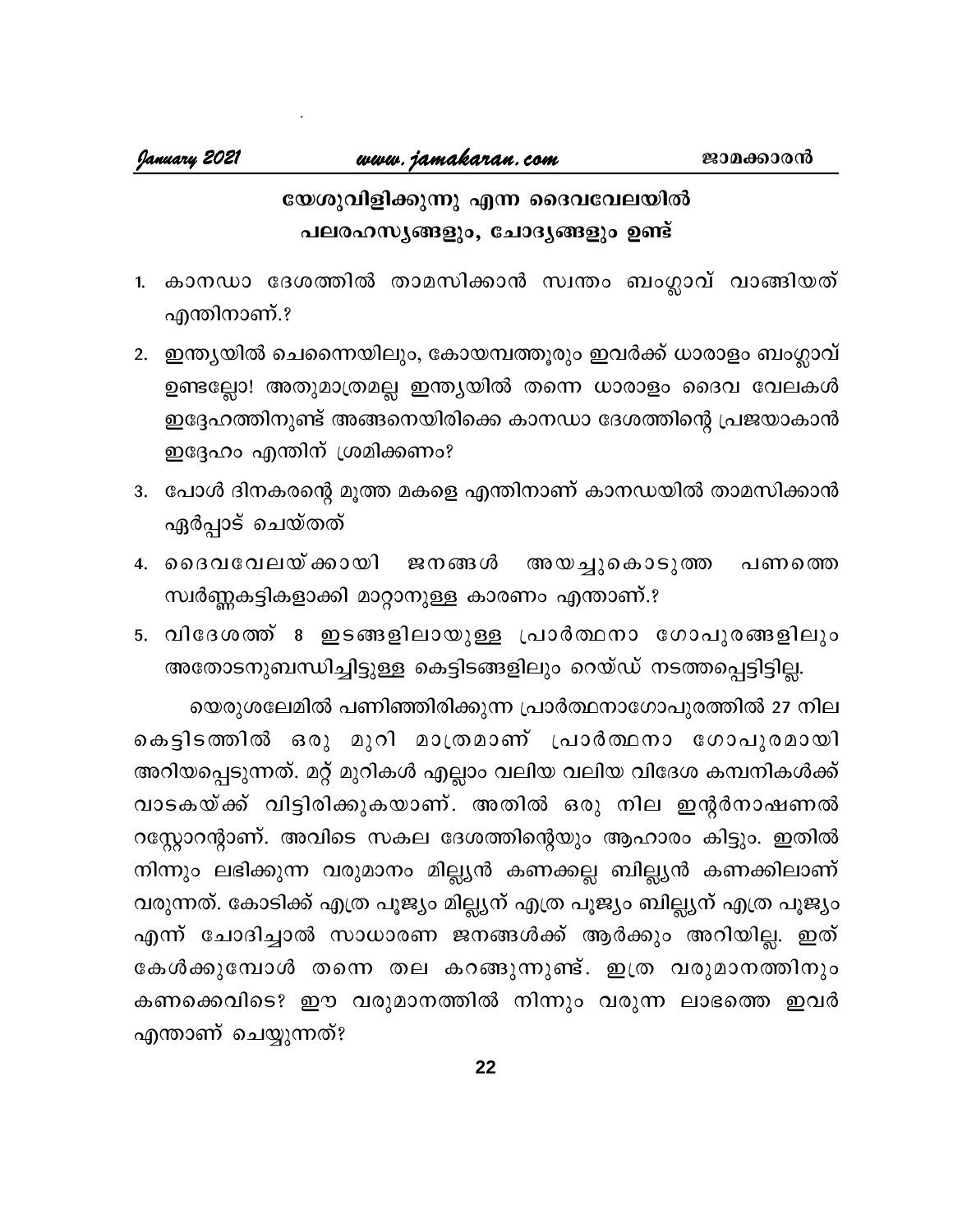## യേശുവിളിക്കുന്നു എന്ന ദൈവവേലയിൽ പലരഹസ്യങ്ങളും, ചോദ്യങ്ങളും ഉണ്ട്

1. കാനഡാ ദേശത്തിൽ താമസിക്കാൻ സ്വന്തം ബംഗ്ലാവ് വാങ്ങിയത് എന്തിനാണ്.?
2. ഇന്ത്യയിൽ ചെന്നൈയിലും, കോയമ്പത്തൂരും ഇവർക്ക് ധാരാളം ബംഗ്ലാവ് ഉണ്ടല്ലോ! അതുമാത്രമല്ല ഇന്ത്യയിൽ തന്നെ ധാരാളം ദൈവ വേലകൾ ഇദ്ദേഹത്തിനുണ്ട് അങ്ങനെയിരിക്കെ കാനഡാ ദേശത്തിന്റെ പ്രജയാകാൻ ഇദ്ദേഹം എന്തിന് ശ്രമിക്കണം?
3. പോൾ ദിനകരന്റെ മൂത്ത മകളെ എന്തിനാണ് കാനഡയിൽ താമസിക്കാൻ ഏർപ്പാട് ചെയ്തത്
4. ദൈവവേലയ്ക്കായി ജനങ്ങൾ അയച്ചുകൊടുത്ത പണത്തെ സ്വർണ്ണകട്ടികളാക്കി മാറ്റാനുള്ള കാരണം എന്താണ്.?
5. വിദേശത്ത് 8 ഇടങ്ങളിലായുള്ള പ്രാർത്ഥനാ ഗോപുരങ്ങളിലും അതോടനുബന്ധിച്ചിട്ടുള്ള കെട്ടിടങ്ങളിലും റെയ്ഡ് നടത്തപ്പെട്ടിട്ടില്ല.

യെരുശലേമിൽ പണിഞ്ഞിരിക്കുന്ന പ്രാർത്ഥനാഗോപുരത്തിൽ 27 നില കെട്ടിടത്തിൽ ഒരു മുറി മാത്രമാണ് പ്രാർത്ഥനാ ഗോപുരമായി അറിയപ്പെടുന്നത്. മറ്റ് മുറികൾ എല്ലാം വലിയ വലിയ വിദേശ കമ്പനികൾക്ക് വാടകയ്ക്ക് വിട്ടിരിക്കുകയാണ്. അതിൽ ഒരു നില ഇന്റർനാഷണൽ റസ്റ്റോറന്റാണ്. അവിടെ സകല ദേശത്തിന്റെയും ആഹാരം കിട്ടും. ഇതിൽ നിന്നും ലഭിക്കുന്ന വരുമാനം മില്ല്യൻ കണക്കല്ല ബില്ല്യൻ കണക്കിലാണ് വരുന്നത്. കോടിക്ക് എത്ര പൂജ്യം മില്ല്യന് എത്ര പൂജ്യം ബില്ല്യന് എത്ര പൂജ്യം എന്ന് ചോദിച്ചാൽ സാധാരണ ജനങ്ങൾക്ക് ആർക്കും അറിയില്ല. ഇത് കേൾക്കുമ്പോൾ തന്നെ തല കറങ്ങുന്നുണ്ട്. ഇത്ര വരുമാനത്തിനും കണക്കെവിടെ? ഈ വരുമാനത്തിൽ നിന്നും വരുന്ന ലാഭത്തെ ഇവർ എന്താണ് ചെയ്യുന്നത്?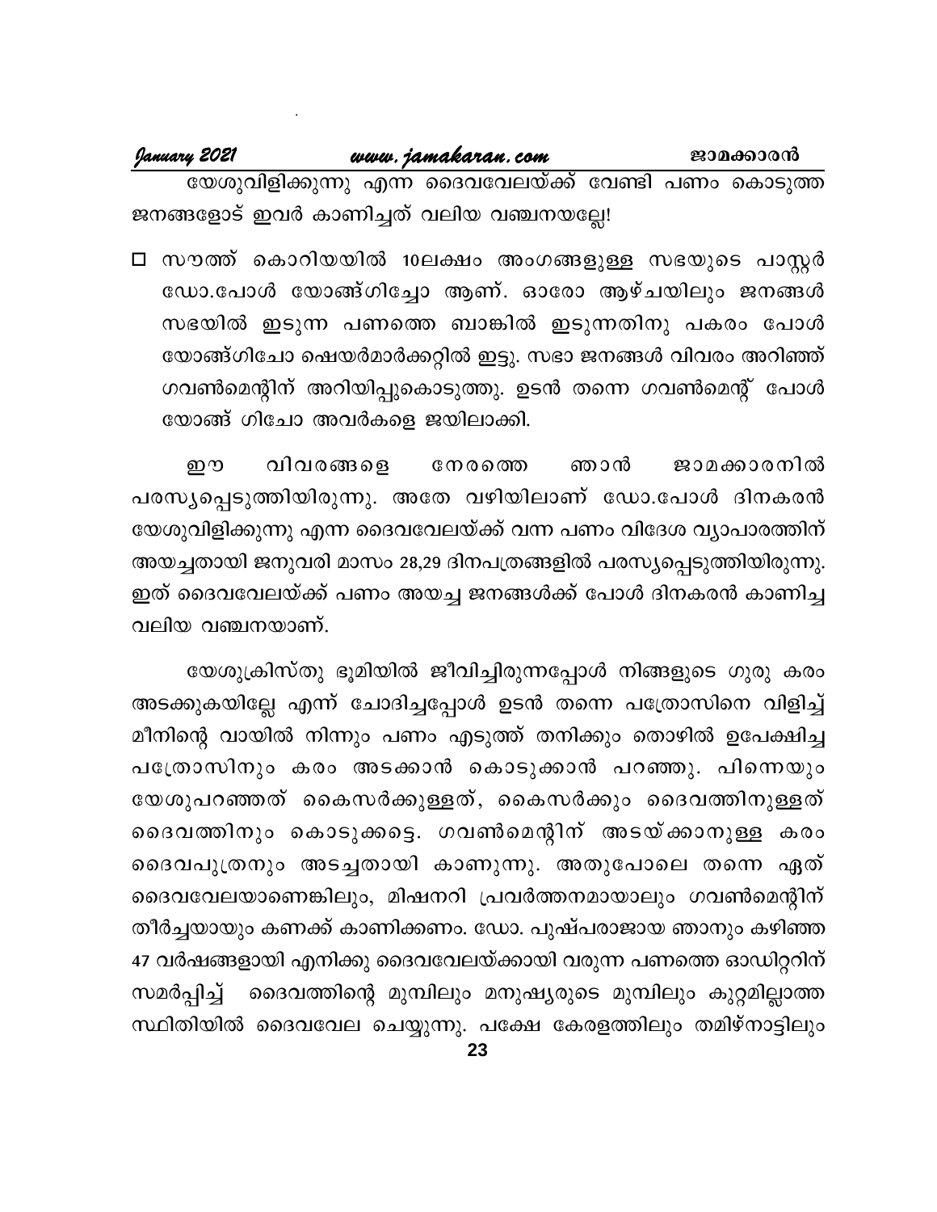യേശുവിളിക്കുന്നു എന്ന ദൈവവേലയ്ക്ക് വേണ്ടി പണം കൊടുത്ത ജനങ്ങളോട് ഇവർ കാണിച്ചത് വലിയ വഞ്ചനയല്ലേ!

- സൗത്ത് കൊറിയയിൽ 10ലക്ഷം അംഗങ്ങളുള്ള സഭയുടെ പാസ്റ്റർ ഡോ.പോൾ യോങ്ങ്ഗിച്ചോ ആണ്. ഓരോ ആഴ്ചയിലും ജനങ്ങൾ സഭയിൽ ഇടുന്ന പണത്തെ ബാങ്കിൽ ഇടുന്നതിനു പകരം പോൾ യോങ്ങ്ഗിചോ ഷെയർമാർക്കറ്റിൽ ഇട്ടു. സഭാ ജനങ്ങൾ വിവരം അറിഞ്ഞ് ഗവൺമെന്റിന് അറിയിപ്പുകൊടുത്തു. ഉടൻ തന്നെ ഗവൺമെന്റ് പോൾ യോങ്ങ് ഗിചോ അവർകളെ ജയിലാക്കി.

ഈ വിവരങ്ങളെ നേരത്തെ ഞാൻ ജാമക്കാരനിൽ പരസ്യപ്പെടുത്തിയിരുന്നു. അതേ വഴിയിലാണ് ഡോ.പോൾ ദിനകരൻ യേശുവിളിക്കുന്നു എന്ന ദൈവവേലയ്ക്ക് വന്ന പണം വിദേശ വ്യാപാരത്തിന് അയച്ചതായി ജനുവരി മാസം 28,29 ദിനപത്രങ്ങളിൽ പരസ്യപ്പെടുത്തിയിരുന്നു. ഇത് ദൈവവേലയ്ക്ക് പണം അയച്ച ജനങ്ങൾക്ക് പോൾ ദിനകരൻ കാണിച്ച വലിയ വഞ്ചനയാണ്.

യേശുക്രിസ്തു ഭൂമിയിൽ ജീവിച്ചിരുന്നപ്പോൾ നിങ്ങളുടെ ഗുരു കരം അടക്കുകയില്ലേ എന്ന് ചോദിച്ചപ്പോൾ ഉടൻ തന്നെ പത്രോസിനെ വിളിച്ച് മീനിന്റെ വായിൽ നിന്നും പണം എടുത്ത് തനിക്കും തൊഴിൽ ഉപേക്ഷിച്ച പത്രോസിനും കരം അടക്കാൻ കൊടുക്കാൻ പറഞ്ഞു. പിന്നെയും യേശുപറഞ്ഞത് കൈസർക്കുള്ളത്, കൈസർക്കും ദൈവത്തിനുള്ളത് ദൈവത്തിനും കൊടുക്കട്ടെ. ഗവൺമെന്റിന് അടയ്ക്കാനുള്ള കരം ദൈവപുത്രനും അടച്ചതായി കാണുന്നു. അതുപോലെ തന്നെ ഏത് ദൈവവേലയാണെങ്കിലും, മിഷനറി പ്രവർത്തനമായാലും ഗവൺമെന്റിന് തീർച്ചയായും കണക്ക് കാണിക്കണം. ഡോ. പുഷ്പരാജായ ഞാനും കഴിഞ്ഞ 47 വർഷങ്ങളായി എനിക്കു ദൈവവേലയ്ക്കായി വരുന്ന പണത്തെ ഓഡിറ്ററിന് സമർപ്പിച്ച് ദൈവത്തിന്റെ മുമ്പിലും മനുഷ്യരുടെ മുമ്പിലും കുറ്റമില്ലാത്ത സ്ഥിതിയിൽ ദൈവവേല ചെയ്യുന്നു. പക്ഷേ കേരളത്തിലും തമിഴ്നാട്ടിലും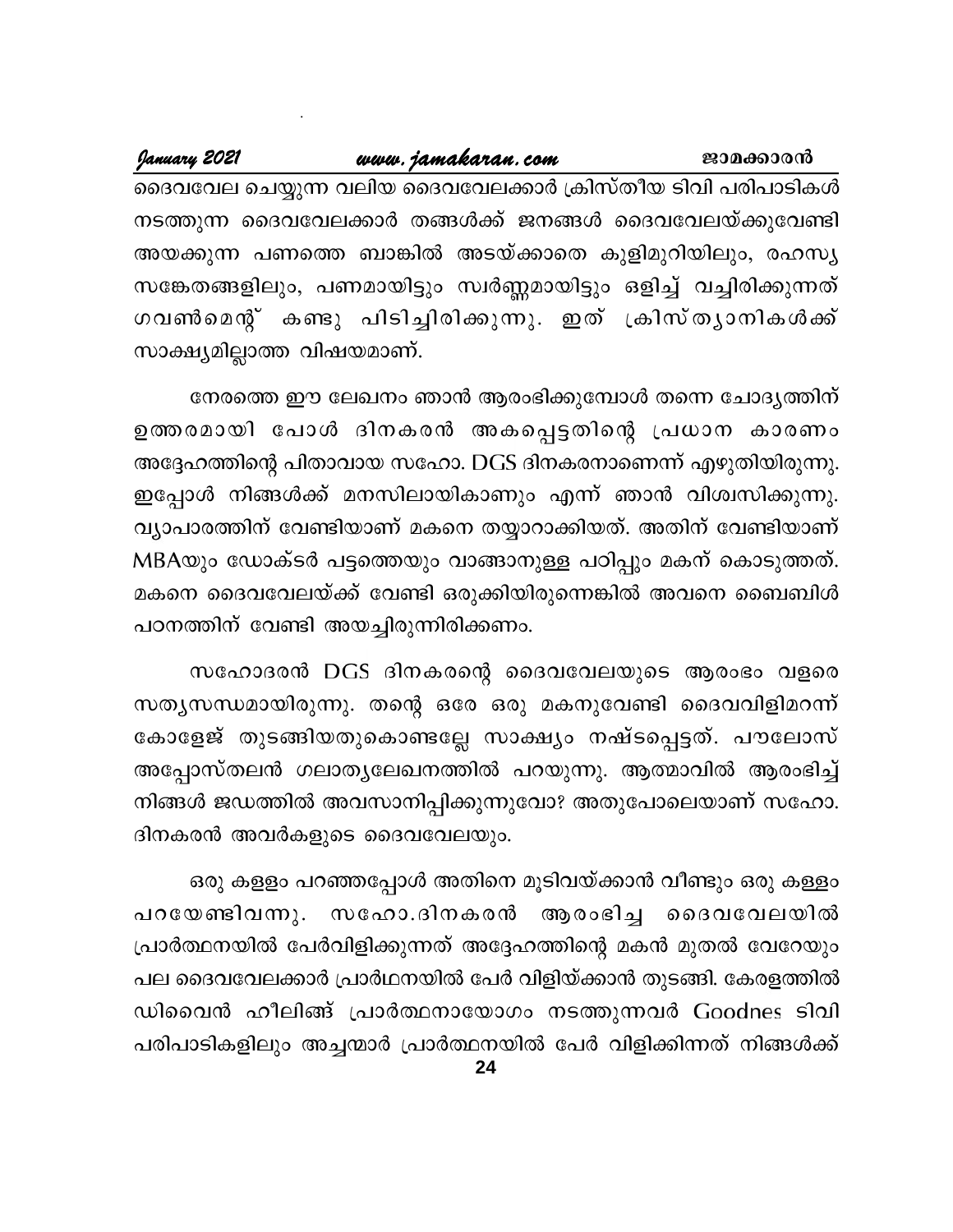ദൈവവേല ചെയ്യുന്ന വലിയ ദൈവവേലക്കാർ ക്രിസ്തീയ ടിവി പരിപാടികൾ നടത്തുന്ന ദൈവവേലക്കാർ തങ്ങൾക്ക് ജനങ്ങൾ ദൈവവേലയ്ക്കുവേണ്ടി അയക്കുന്ന പണത്തെ ബാങ്കിൽ അടയ്ക്കാതെ കുളിമുറിയിലും, രഹസ്യ സങ്കേതങ്ങളിലും, പണമായിട്ടും സ്വർണ്ണമായിട്ടും ഒളിച്ച് വച്ചിരിക്കുന്നത് ഗവൺമെന്റ് കണ്ടു പിടിച്ചിരിക്കുന്നു. ഇത് ക്രിസ്ത്യാനികൾക്ക് സാക്ഷ്യമില്ലാത്ത വിഷയമാണ്.

നേരത്തെ ഈ ലേഖനം ഞാൻ ആരംഭിക്കുമ്പോൾ തന്നെ ചോദ്യത്തിന് ഉത്തരമായി പോൾ ദിനകരൻ അകപ്പെട്ടതിന്റെ പ്രധാന കാരണം അദ്ദേഹത്തിന്റെ പിതാവായ സഹോ. DGS ദിനകരനാണെന്ന് എഴുതിയിരുന്നു. ഇപ്പോൾ നിങ്ങൾക്ക് മനസിലായികാണും എന്ന് ഞാൻ വിശ്വസിക്കുന്നു. വ്യാപാരത്തിന് വേണ്ടിയാണ് മകനെ തയ്യാറാക്കിയത്. അതിന് വേണ്ടിയാണ് MBAയും ഡോക്ടർ പട്ടത്തെയും വാങ്ങാനുള്ള പഠിപ്പും മകന് കൊടുത്തത്. മകനെ ദൈവവേലയ്ക്ക് വേണ്ടി ഒരുക്കിയിരുന്നെങ്കിൽ അവനെ ബൈബിൾ പഠനത്തിന് വേണ്ടി അയച്ചിരുന്നിരിക്കണം.

സഹോദരൻ DGS ദിനകരന്റെ ദൈവവേലയുടെ ആരംഭം വളരെ സത്യസന്ധമായിരുന്നു. തന്റെ ഒരേ ഒരു മകനുവേണ്ടി ദൈവവിളിമറന്ന് കോളേജ് തുടങ്ങിയതുകൊണ്ടല്ലേ സാക്ഷ്യം നഷ്ടപ്പെട്ടത്. പൗലോസ് അപ്പോസ്തലൻ ഗലാത്യലേഖനത്തിൽ പറയുന്നു. ആത്മാവിൽ ആരംഭിച്ച് നിങ്ങൾ ജഡത്തിൽ അവസാനിപ്പിക്കുന്നുവോ? അതുപോലെയാണ് സഹോ. ദിനകരൻ അവർകളുടെ ദൈവവേലയും.

ഒരു കള്ളം പറഞ്ഞപ്പോൾ അതിനെ മൂടിവയ്ക്കാൻ വീണ്ടും ഒരു കള്ളം പറയേണ്ടിവന്നു. സഹോ.ദിനകരൻ ആരംഭിച്ച ദൈവവേലയിൽ പ്രാർത്ഥനയിൽ പേർവിളിക്കുന്നത് അദ്ദേഹത്തിന്റെ മകൻ മുതൽ വേറേയും പല ദൈവവേലക്കാർ പ്രാർഥനയിൽ പേർ വിളിയ്ക്കാൻ തുടങ്ങി. കേരളത്തിൽ ഡിവൈൻ ഹീലിങ്ങ് പ്രാർത്ഥനായോഗം നടത്തുന്നവർ Goodnes ടിവി പരിപാടികളിലും അച്ചന്മാർ പ്രാർത്ഥനയിൽ പേർ വിളിക്കിന്നത് നിങ്ങൾക്ക്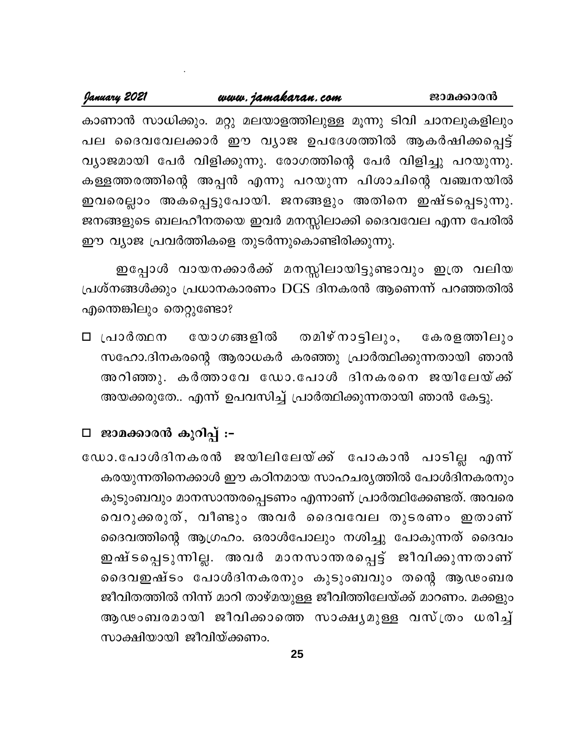കാണാൻ സാധിക്കും. മറ്റു മലയാളത്തിലുള്ള മൂന്നു ടിവി ചാനലുകളിലും പല ദൈവവേലക്കാർ ഈ വ്യാജ ഉപദേശത്തിൽ ആകർഷിക്കപ്പെട്ട് വ്യാജമായി പേർ വിളിക്കുന്നു. രോഗത്തിന്റെ പേർ വിളിച്ചു പറയുന്നു. കള്ളത്തരത്തിന്റെ അപ്പൻ എന്നു പറയുന്ന പിശാചിന്റെ വഞ്ചനയിൽ ഇവരെല്ലാം അകപ്പെട്ടുപോയി. ജനങ്ങളും അതിനെ ഇഷ്ടപ്പെടുന്നു. ജനങ്ങളുടെ ബലഹീനതയെ ഇവർ മനസ്സിലാക്കി ദൈവവേല എന്ന പേരിൽ ഈ വ്യാജ പ്രവർത്തികളെ തുടർന്നുകൊണ്ടിരിക്കുന്നു.

ഇപ്പോൾ വായനക്കാർക്ക് മനസ്സിലായിട്ടുണ്ടാവും ഇത്ര വലിയ പ്രശ്നങ്ങൾക്കും പ്രധാനകാരണം DGS ദിനകരൻ ആണെന്ന് പറഞ്ഞതിൽ എന്തെങ്കിലും തെറ്റുണ്ടോ?

- ☐ പ്രാർത്ഥന യോഗങ്ങളിൽ തമിഴ്നാട്ടിലും, കേരളത്തിലും സഹോ.ദിനകരന്റെ ആരാധകർ കരഞ്ഞു പ്രാർത്ഥിക്കുന്നതായി ഞാൻ അറിഞ്ഞു. കർത്താവേ ഡോ.പോൾ ദിനകരനെ ജയിലേയ്ക്ക് അയക്കരുതേ.. എന്ന് ഉപവസിച്ച് പ്രാർത്ഥിക്കുന്നതായി ഞാൻ കേട്ടു.

### ☐ ജാമക്കാരൻ കുറിപ്പ് :-

ഡോ.പോൾദിനകരൻ ജയിലിലേയ്ക്ക് പോകാൻ പാടില്ല എന്ന് കരയുന്നതിനെക്കാൾ ഈ കഠിനമായ സാഹചര്യത്തിൽ പോൾദിനകരനും കുടുംബവും മാനസാന്തരപ്പെടണം എന്നാണ് പ്രാർത്ഥിക്കേണ്ടത്. അവരെ വെറുക്കരുത്, വീണ്ടും അവർ ദൈവവേല തുടരണം ഇതാണ് ദൈവത്തിന്റെ ആഗ്രഹം. ഒരാൾപോലും നശിച്ചു പോകുന്നത് ദൈവം ഇഷ്ടപ്പെടുന്നില്ല. അവർ മാനസാന്തരപ്പെട്ട് ജീവിക്കുന്നതാണ് ദൈവഇഷ്ടം പോൾദിനകരനും കുടുംബവും തന്റെ ആഢംബര ജീവിതത്തിൽ നിന്ന് മാറി താഴ്മയുള്ള ജീവിത്തിലേയ്ക്ക് മാറണം. മക്കളും ആഢംബരമായി ജീവിക്കാത്തെ സാക്ഷ്യമുള്ള വസ്ത്രം ധരിച്ച് സാക്ഷിയായി ജീവിയ്ക്കണം.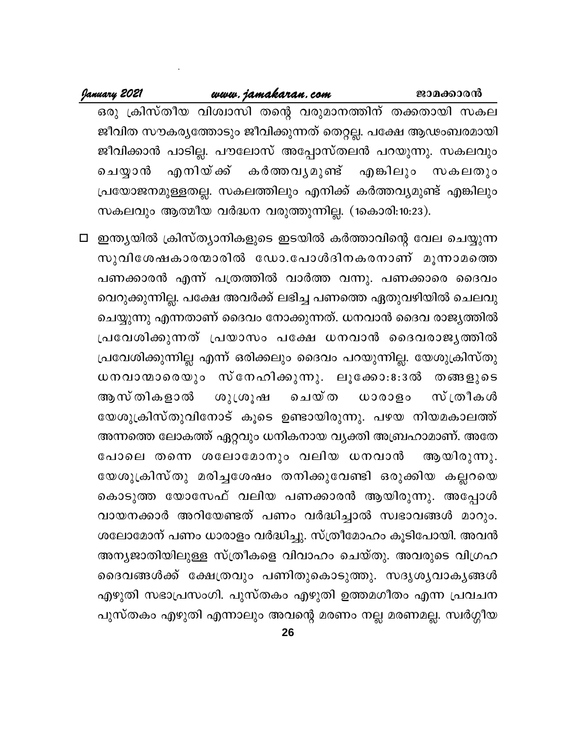ഒരു ക്രിസ്തീയ വിശ്വാസി തന്റെ വരുമാനത്തിന് തക്കതായി സകല ജീവിത സൗകര്യത്തോടും ജീവിക്കുന്നത് തെറ്റല്ല. പക്ഷേ ആഢംബരമായി ജീവിക്കാൻ പാടില്ല. പൗലോസ് അപ്പോസ്തലൻ പറയുന്നു. സകലവും ചെയ്യാൻ എനിയ്ക്ക് കർത്തവ്യമുണ്ട് എങ്കിലും സകലതും പ്രയോജനമുള്ളതല്ല. സകലത്തിലും എനിക്ക് കർത്തവ്യമുണ്ട് എങ്കിലും സകലവും ആത്മീയ വർദ്ധന വരുത്തുന്നില്ല. (1കൊരി:10:23).

- ☐ ഇന്ത്യയിൽ ക്രിസ്ത്യാനികളുടെ ഇടയിൽ കർത്താവിന്റെ വേല ചെയ്യുന്ന സുവിശേഷകരന്മാരിൽ ഡോ.പോൾദിനകരനാണ് മൂന്നാമത്തെ പണക്കാരൻ എന്ന് പത്രത്തിൽ വാർത്ത വന്നു. പണക്കാരെ ദൈവം വെറുക്കുന്നില്ല. പക്ഷേ അവർക്ക് ലഭിച്ച പണത്തെ ഏതുവഴിയിൽ ചെലവു ചെയ്യുന്നു എന്നതാണ് ദൈവം നോക്കുന്നത്. ധനവാൻ ദൈവ രാജ്യത്തിൽ പ്രവേശിക്കുന്നത് പ്രയാസം പക്ഷേ ധനവാൻ ദൈവരാജ്യത്തിൽ പ്രവേശിക്കുന്നില്ല എന്ന് ഒരിക്കലും ദൈവം പറയുന്നില്ല. യേശുക്രിസ്തു ധനവാന്മാരെയും സ്നേഹിക്കുന്നു. ലൂക്കോ:8:3ൽ തങ്ങളുടെ ആസ്തികളാൽ ശുശ്രൂഷ ചെയ്ത ധാരാളം സ്ത്രീകൾ യേശുക്രിസ്തുവിനോട് കൂടെ ഉണ്ടായിരുന്നു. പഴയ നിയമകാലത്ത് അന്നത്തെ ലോകത്ത് ഏറ്റവും ധനികനായ വ്യക്തി അബ്രഹാമാണ്. അതേ പോലെ തന്നെ ശലോമോനും വലിയ ധനവാൻ ആയിരുന്നു. യേശുക്രിസ്തു മരിച്ചശേഷം തനിക്കുവേണ്ടി ഒരുക്കിയ കല്ലറയെ കൊടുത്ത യോസേഫ് വലിയ പണക്കാരൻ ആയിരുന്നു. അപ്പോൾ വായനക്കാർ അറിയേണ്ടത് പണം വർദ്ധിച്ചാൽ സ്വഭാവങ്ങൾ മാറും. ശലോമോന് പണം ധാരാളം വർദ്ധിച്ചു. സ്ത്രീമോഹം കൂടിപോയി. അവൻ അന്യജാതിയിലുള്ള സ്ത്രീകളെ വിവാഹം ചെയ്തു. അവരുടെ വിഗ്രഹ ദൈവങ്ങൾക്ക് ക്ഷേത്രവും പണിതുകൊടുത്തു. സദൃശ്യവാക്യങ്ങൾ എഴുതി സഭാപ്രസംഗി. പുസ്തകം എഴുതി ഉത്തമഗീതം എന്ന പ്രവചന പുസ്തകം എഴുതി എന്നാലും അവന്റെ മരണം നല്ല മരണമല്ല. സ്വർഗ്ഗീയ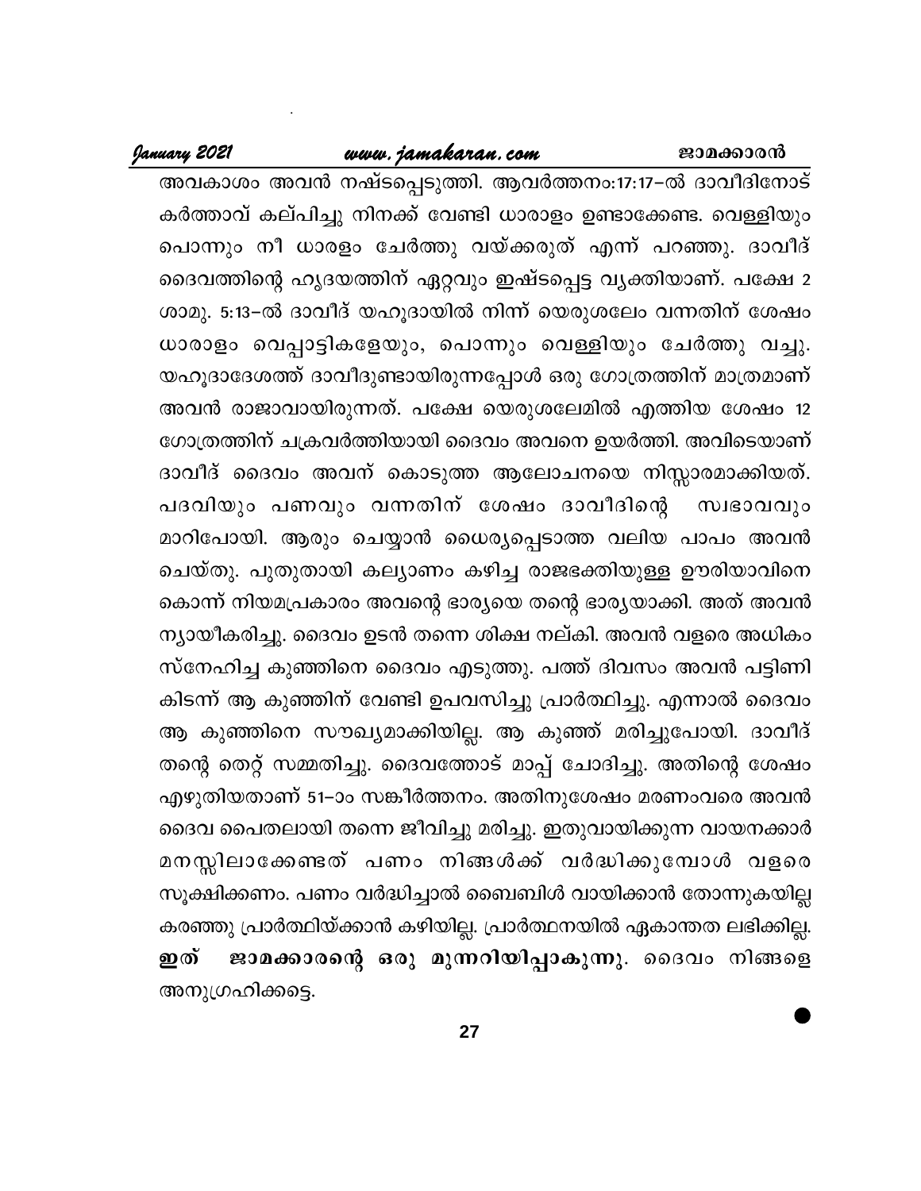അവകാശം അവൻ നഷ്ടപ്പെടുത്തി. ആവർത്തനം:17:17–ൽ ദാവീദിനോട് കർത്താവ് കല്പിച്ചു നിനക്ക് വേണ്ടി ധാരാളം ഉണ്ടാക്കേണ്ട. വെള്ളിയും പൊന്നും നീ ധാരളം ചേർത്തു വയ്ക്കരുത് എന്ന് പറഞ്ഞു. ദാവീദ് ദൈവത്തിന്റെ ഹൃദയത്തിന് ഏറ്റവും ഇഷ്ടപ്പെട്ട വ്യക്തിയാണ്. പക്ഷേ 2 ശാമു. 5:13–ൽ ദാവീദ് യഹൂദായിൽ നിന്ന് യെരുശലേം വന്നതിന് ശേഷം ധാരാളം വെപ്പാട്ടികളേയും, പൊന്നും വെള്ളിയും ചേർത്തു വച്ചു. യഹൂദാദേശത്ത് ദാവീദുണ്ടായിരുന്നപ്പോൾ ഒരു ഗോത്രത്തിന് മാത്രമാണ് അവൻ രാജാവായിരുന്നത്. പക്ഷേ യെരുശലേമിൽ എത്തിയ ശേഷം 12 ഗോത്രത്തിന് ചക്രവർത്തിയായി ദൈവം അവനെ ഉയർത്തി. അവിടെയാണ് ദാവീദ് ദൈവം അവന് കൊടുത്ത ആലോചനയെ നിസ്സാരമാക്കിയത്. പദവിയും പണവും വന്നതിന് ശേഷം ദാവീദിന്റെ സ്വഭാവവും മാറിപോയി. ആരും ചെയ്യാൻ ധൈര്യപ്പെടാത്ത വലിയ പാപം അവൻ ചെയ്തു. പുതുതായി കല്യാണം കഴിച്ച രാജഭക്തിയുള്ള ഊരിയാവിനെ കൊന്ന് നിയമപ്രകാരം അവന്റെ ഭാര്യയെ തന്റെ ഭാര്യയാക്കി. അത് അവൻ ന്യായീകരിച്ചു. ദൈവം ഉടൻ തന്നെ ശിക്ഷ നല്കി. അവൻ വളരെ അധികം സ്നേഹിച്ച കുഞ്ഞിനെ ദൈവം എടുത്തു. പത്ത് ദിവസം അവൻ പട്ടിണി കിടന്ന് ആ കുഞ്ഞിന് വേണ്ടി ഉപവസിച്ചു പ്രാർത്ഥിച്ചു. എന്നാൽ ദൈവം ആ കുഞ്ഞിനെ സൗഖ്യമാക്കിയില്ല. ആ കുഞ്ഞ് മരിച്ചുപോയി. ദാവീദ് തന്റെ തെറ്റ് സമ്മതിച്ചു. ദൈവത്തോട് മാപ്പ് ചോദിച്ചു. അതിന്റെ ശേഷം എഴുതിയതാണ് 51–ാം സങ്കീർത്തനം. അതിനുശേഷം മരണംവരെ അവൻ ദൈവ പൈതലായി തന്നെ ജീവിച്ചു മരിച്ചു. ഇതുവായിക്കുന്ന വായനക്കാർ മനസ്സിലാക്കേണ്ടത് പണം നിങ്ങൾക്ക് വർദ്ധിക്കുമ്പോൾ വളരെ സൂക്ഷിക്കണം. പണം വർദ്ധിച്ചാൽ ബൈബിൾ വായിക്കാൻ തോന്നുകയില്ല കരഞ്ഞു പ്രാർത്ഥിയ്ക്കാൻ കഴിയില്ല. പ്രാർത്ഥനയിൽ ഏകാന്തത ലഭിക്കില്ല. **ഇത് ജാമക്കാരന്റെ ഒരു മുന്നറിയിപ്പാകുന്നു**. ദൈവം നിങ്ങളെ അനുഗ്രഹിക്കട്ടെ.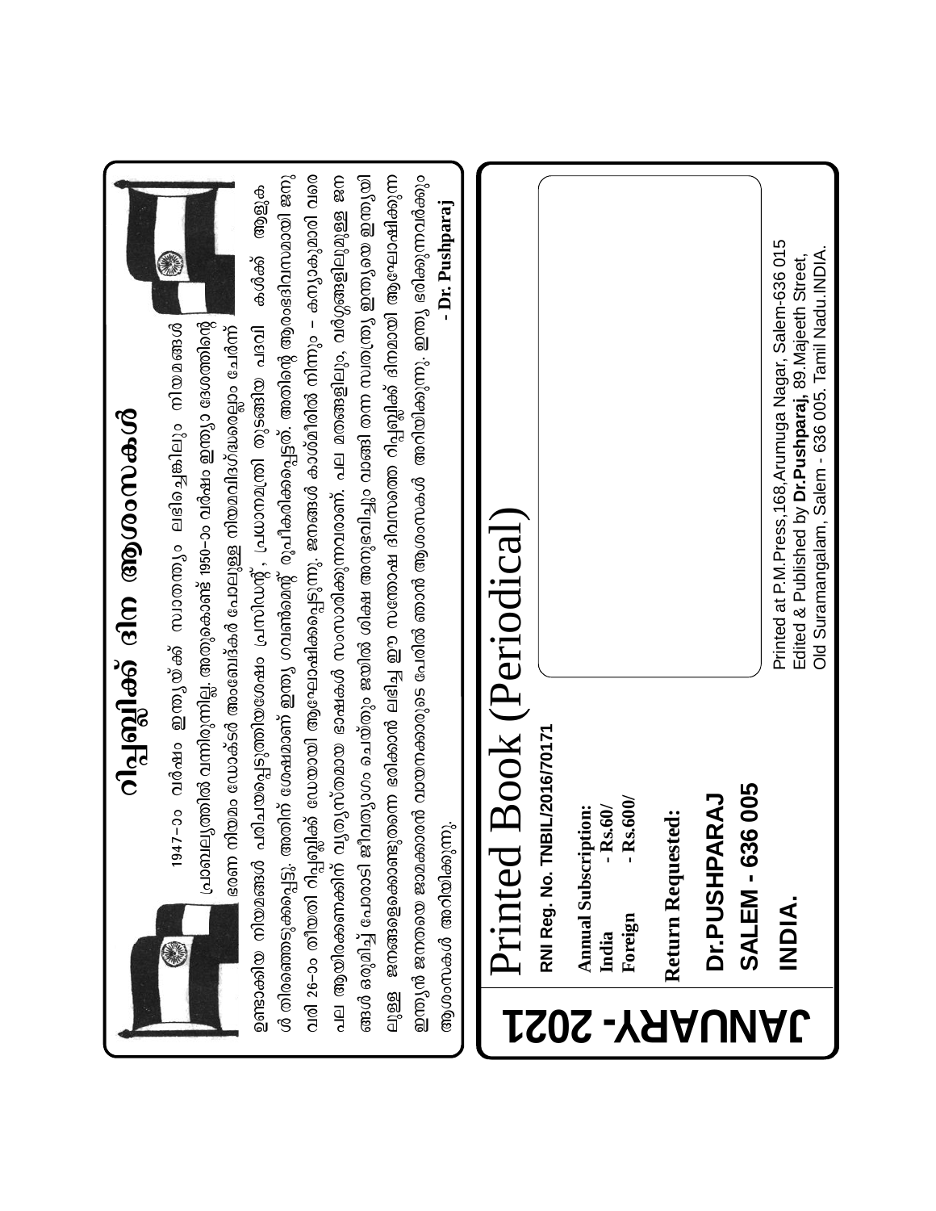# റിപ്പബ്ലിക് ദിന ആശംസകൾ

1947–ാം വർഷം ഇന്ത്യയ്ക്ക് സ്വാതന്ത്ര്യം ലഭിച്ചെങ്കിലും നിയമങ്ങൾ പ്രാബല്യത്തിൽ വന്നിരുന്നില്ല. അതുകൊണ്ട് 1950–ാം വർഷം ഇന്ത്യാ ദേശത്തിന്റെ ഭരണ നിയമം ഡോക്ടർ അംബേദ്കർ പോലുള്ള നിയമവിദഗ്ദ്ധരെല്ലാം ചേർന്ന് ഉണ്ടാക്കിയ നിയമങ്ങൾ പരിപാലപ്പെടുത്തിയശേഷം പ്രസിഡന്റ്, പ്രധാനമന്ത്രി തുടങ്ങിയ പദവി കൾക്ക് ആളുക ൾ തിരഞ്ഞെടുക്കപ്പെട്ടു. അതിന് ശേഷമാണ് ഇന്ത്യ ഗവൺമെന്റ് രൂപീകരിക്കപ്പെട്ടത്. അതിന്റെ ആരംഭദിവസമായി ജനു വരി 26–ാം തീയതി റിപ്പബ്ലിക് ഡേയായി ആഘോഷിക്കപ്പെടുന്നു. ജനങ്ങൾ കാശ്മീരിൽ നിന്നും – കന്യാകുമാരി വരെ പല ആയിരക്കണക്കിന് വ്യത്യസ്തമായ ഭാഷകൾ സംസാരിക്കുന്നവരാണ്. പല മതങ്ങളിലും, വർഗ്ഗങ്ങളിലുമുള്ള ജന ങ്ങൾ ഒരുമിച്ച് പോരാടി ജീവത്യാഗം ചെയ്തും ജയിൽ ശിക്ഷ അനുഭവിച്ചും വാങ്ങി തന്ന സ്വാതന്ത്ര്യ ഇന്ത്യയെ ഇന്ത്യയി ലുള്ള ജനങ്ങളെക്കൊണ്ടുതന്നെ ഭരിക്കാൻ ലഭിച്ച ഈ സന്തോഷ ദിവസത്തെ റിപ്പബ്ലിക് ദിനമായി ആഘോഷിക്കുന്ന ഇന്ത്യൻ ജനതയെ ജാമക്കാരൻ വായനക്കാരുടെ പേരിൽ ഞാൻ ആശംസകൾ അറിയിക്കുന്നു. ഇന്ത്യ ഭരിക്കുന്നവർക്കും ആശംസകൾ അറിയിക്കുന്നു.

- Dr. Pushparaj

# Printed Book (Periodical)

**RNI Reg. No. TNBIL/2016/70171**

**Annual Subscription:**
**India - Rs.60/**
**Foreign - Rs.600/**

**Return Requested:**

**Dr.PUSHPARAJ**
**SALEM - 636 005**
**INDIA.**

Printed at P.M.Press,168,Arumuga Nagar, Salem-636 015
Edited & Published by **Dr.Pushparaj,** 89.Majeeth Street,
Old Suramangalam, Salem - 636 005. Tamil Nadu.INDIA.

**JANUARY- 2021**